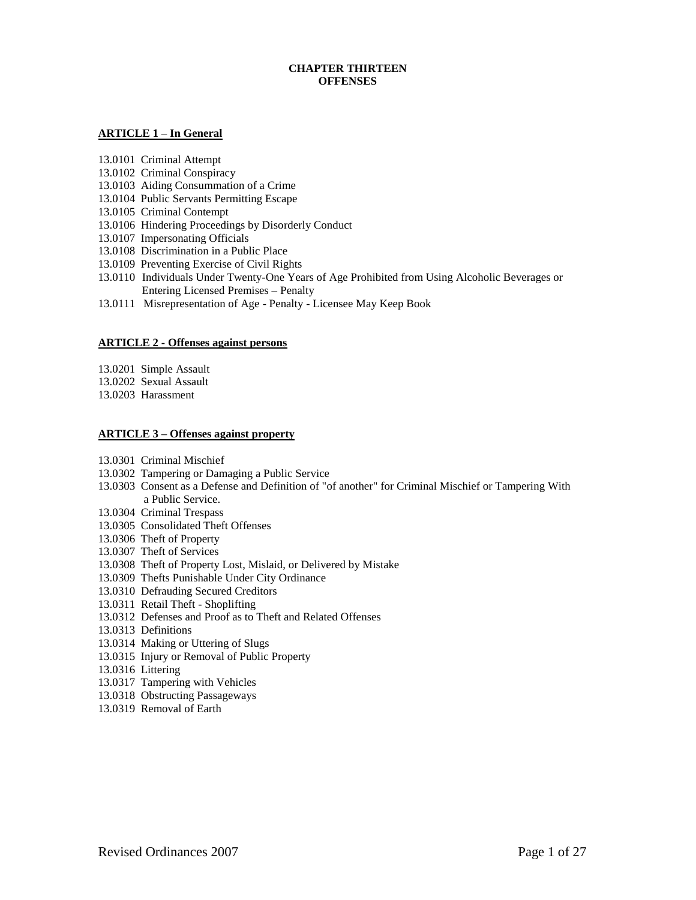# CHAPTER THIRTEEN
# OFFENSES

## ARTICLE 1 – In General

13.0101 Criminal Attempt
13.0102 Criminal Conspiracy
13.0103 Aiding Consummation of a Crime
13.0104 Public Servants Permitting Escape
13.0105 Criminal Contempt
13.0106 Hindering Proceedings by Disorderly Conduct
13.0107 Impersonating Officials
13.0108 Discrimination in a Public Place
13.0109 Preventing Exercise of Civil Rights
13.0110 Individuals Under Twenty-One Years of Age Prohibited from Using Alcoholic Beverages or Entering Licensed Premises – Penalty
13.0111 Misrepresentation of Age - Penalty - Licensee May Keep Book

## ARTICLE 2 - Offenses against persons

13.0201 Simple Assault
13.0202 Sexual Assault
13.0203 Harassment

## ARTICLE 3 – Offenses against property

13.0301 Criminal Mischief
13.0302 Tampering or Damaging a Public Service
13.0303 Consent as a Defense and Definition of "of another" for Criminal Mischief or Tampering With a Public Service.
13.0304 Criminal Trespass
13.0305 Consolidated Theft Offenses
13.0306 Theft of Property
13.0307 Theft of Services
13.0308 Theft of Property Lost, Mislaid, or Delivered by Mistake
13.0309 Thefts Punishable Under City Ordinance
13.0310 Defrauding Secured Creditors
13.0311 Retail Theft - Shoplifting
13.0312 Defenses and Proof as to Theft and Related Offenses
13.0313 Definitions
13.0314 Making or Uttering of Slugs
13.0315 Injury or Removal of Public Property
13.0316 Littering
13.0317 Tampering with Vehicles
13.0318 Obstructing Passageways
13.0319 Removal of Earth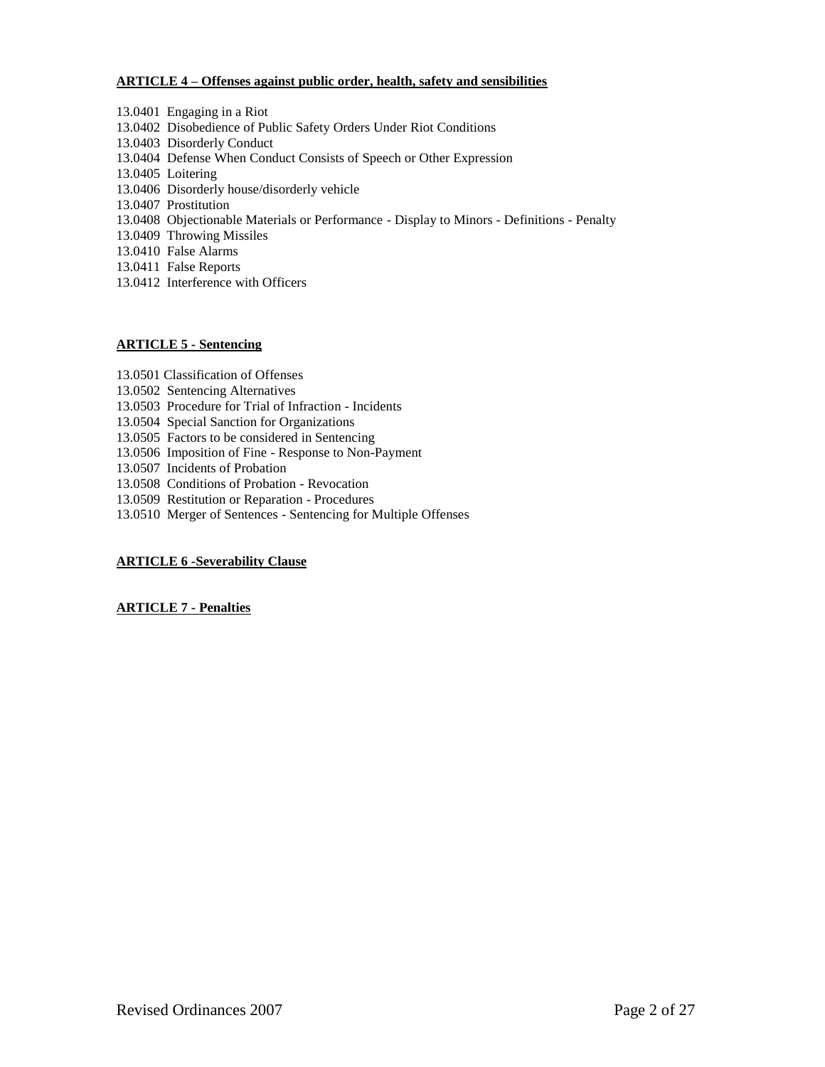**ARTICLE 4 – Offenses against public order, health, safety and sensibilities**

13.0401 Engaging in a Riot
13.0402 Disobedience of Public Safety Orders Under Riot Conditions
13.0403 Disorderly Conduct
13.0404 Defense When Conduct Consists of Speech or Other Expression
13.0405 Loitering
13.0406 Disorderly house/disorderly vehicle
13.0407 Prostitution
13.0408 Objectionable Materials or Performance - Display to Minors - Definitions - Penalty
13.0409 Throwing Missiles
13.0410 False Alarms
13.0411 False Reports
13.0412 Interference with Officers

**ARTICLE 5 - Sentencing**

13.0501 Classification of Offenses
13.0502 Sentencing Alternatives
13.0503 Procedure for Trial of Infraction - Incidents
13.0504 Special Sanction for Organizations
13.0505 Factors to be considered in Sentencing
13.0506 Imposition of Fine - Response to Non-Payment
13.0507 Incidents of Probation
13.0508 Conditions of Probation - Revocation
13.0509 Restitution or Reparation - Procedures
13.0510 Merger of Sentences - Sentencing for Multiple Offenses

**ARTICLE 6 -Severability Clause**

**ARTICLE 7 - Penalties**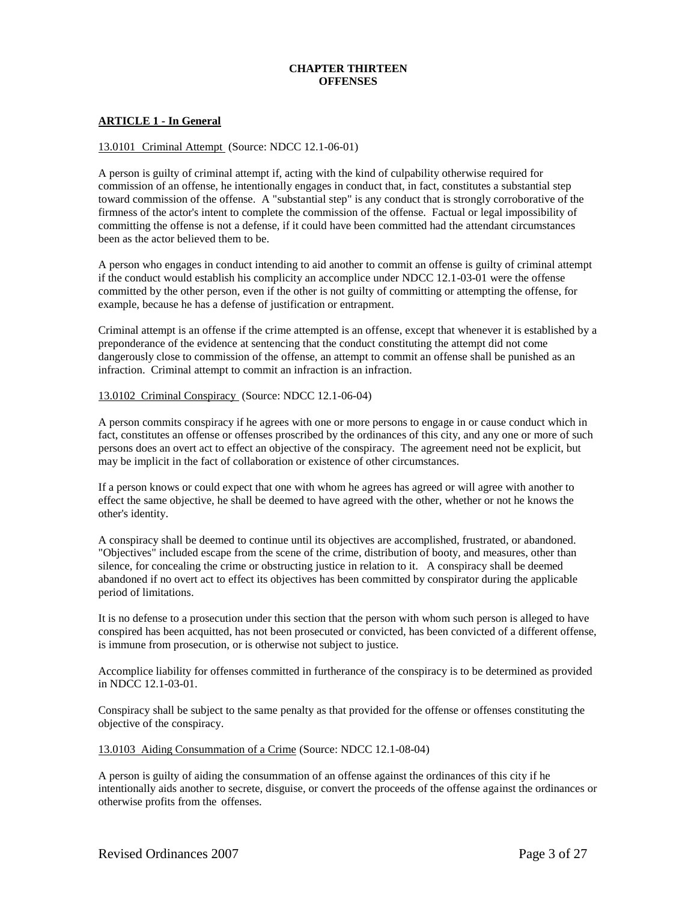# CHAPTER THIRTEEN
# OFFENSES

## ARTICLE 1 - In General

13.0101 Criminal Attempt (Source: NDCC 12.1-06-01)

A person is guilty of criminal attempt if, acting with the kind of culpability otherwise required for commission of an offense, he intentionally engages in conduct that, in fact, constitutes a substantial step toward commission of the offense. A "substantial step" is any conduct that is strongly corroborative of the firmness of the actor's intent to complete the commission of the offense. Factual or legal impossibility of committing the offense is not a defense, if it could have been committed had the attendant circumstances been as the actor believed them to be.

A person who engages in conduct intending to aid another to commit an offense is guilty of criminal attempt if the conduct would establish his complicity an accomplice under NDCC 12.1-03-01 were the offense committed by the other person, even if the other is not guilty of committing or attempting the offense, for example, because he has a defense of justification or entrapment.

Criminal attempt is an offense if the crime attempted is an offense, except that whenever it is established by a preponderance of the evidence at sentencing that the conduct constituting the attempt did not come dangerously close to commission of the offense, an attempt to commit an offense shall be punished as an infraction. Criminal attempt to commit an infraction is an infraction.

13.0102 Criminal Conspiracy (Source: NDCC 12.1-06-04)

A person commits conspiracy if he agrees with one or more persons to engage in or cause conduct which in fact, constitutes an offense or offenses proscribed by the ordinances of this city, and any one or more of such persons does an overt act to effect an objective of the conspiracy. The agreement need not be explicit, but may be implicit in the fact of collaboration or existence of other circumstances.

If a person knows or could expect that one with whom he agrees has agreed or will agree with another to effect the same objective, he shall be deemed to have agreed with the other, whether or not he knows the other's identity.

A conspiracy shall be deemed to continue until its objectives are accomplished, frustrated, or abandoned. "Objectives" included escape from the scene of the crime, distribution of booty, and measures, other than silence, for concealing the crime or obstructing justice in relation to it. A conspiracy shall be deemed abandoned if no overt act to effect its objectives has been committed by conspirator during the applicable period of limitations.

It is no defense to a prosecution under this section that the person with whom such person is alleged to have conspired has been acquitted, has not been prosecuted or convicted, has been convicted of a different offense, is immune from prosecution, or is otherwise not subject to justice.

Accomplice liability for offenses committed in furtherance of the conspiracy is to be determined as provided in NDCC 12.1-03-01.

Conspiracy shall be subject to the same penalty as that provided for the offense or offenses constituting the objective of the conspiracy.

13.0103 Aiding Consummation of a Crime (Source: NDCC 12.1-08-04)

A person is guilty of aiding the consummation of an offense against the ordinances of this city if he intentionally aids another to secrete, disguise, or convert the proceeds of the offense against the ordinances or otherwise profits from the offenses.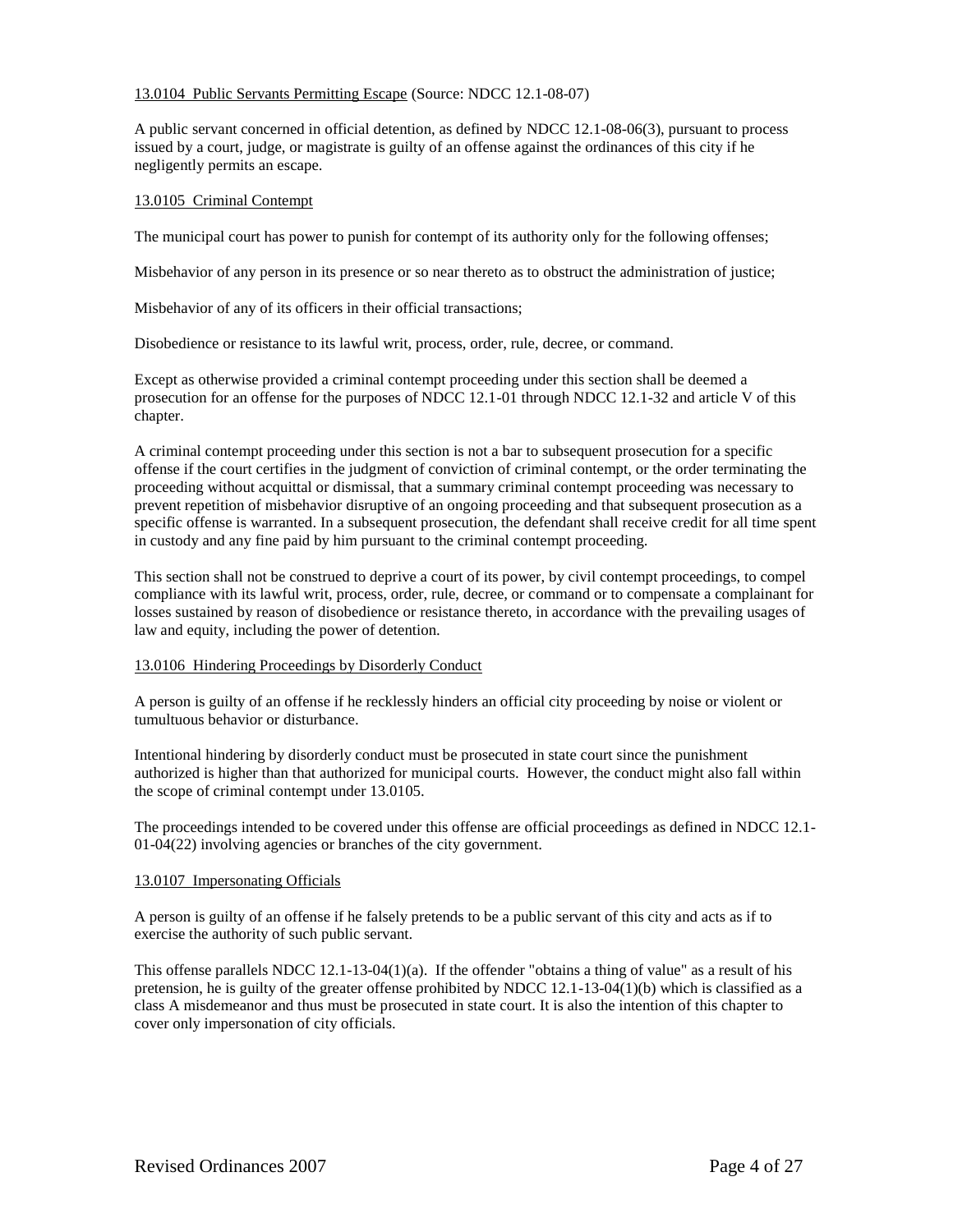13.0104 Public Servants Permitting Escape (Source: NDCC 12.1-08-07)

A public servant concerned in official detention, as defined by NDCC 12.1-08-06(3), pursuant to process issued by a court, judge, or magistrate is guilty of an offense against the ordinances of this city if he negligently permits an escape.

13.0105 Criminal Contempt

The municipal court has power to punish for contempt of its authority only for the following offenses;

Misbehavior of any person in its presence or so near thereto as to obstruct the administration of justice;

Misbehavior of any of its officers in their official transactions;

Disobedience or resistance to its lawful writ, process, order, rule, decree, or command.

Except as otherwise provided a criminal contempt proceeding under this section shall be deemed a prosecution for an offense for the purposes of NDCC 12.1-01 through NDCC 12.1-32 and article V of this chapter.

A criminal contempt proceeding under this section is not a bar to subsequent prosecution for a specific offense if the court certifies in the judgment of conviction of criminal contempt, or the order terminating the proceeding without acquittal or dismissal, that a summary criminal contempt proceeding was necessary to prevent repetition of misbehavior disruptive of an ongoing proceeding and that subsequent prosecution as a specific offense is warranted. In a subsequent prosecution, the defendant shall receive credit for all time spent in custody and any fine paid by him pursuant to the criminal contempt proceeding.

This section shall not be construed to deprive a court of its power, by civil contempt proceedings, to compel compliance with its lawful writ, process, order, rule, decree, or command or to compensate a complainant for losses sustained by reason of disobedience or resistance thereto, in accordance with the prevailing usages of law and equity, including the power of detention.

13.0106 Hindering Proceedings by Disorderly Conduct

A person is guilty of an offense if he recklessly hinders an official city proceeding by noise or violent or tumultuous behavior or disturbance.

Intentional hindering by disorderly conduct must be prosecuted in state court since the punishment authorized is higher than that authorized for municipal courts. However, the conduct might also fall within the scope of criminal contempt under 13.0105.

The proceedings intended to be covered under this offense are official proceedings as defined in NDCC 12.1-01-04(22) involving agencies or branches of the city government.

13.0107 Impersonating Officials

A person is guilty of an offense if he falsely pretends to be a public servant of this city and acts as if to exercise the authority of such public servant.

This offense parallels NDCC 12.1-13-04(1)(a). If the offender "obtains a thing of value" as a result of his pretension, he is guilty of the greater offense prohibited by NDCC 12.1-13-04(1)(b) which is classified as a class A misdemeanor and thus must be prosecuted in state court. It is also the intention of this chapter to cover only impersonation of city officials.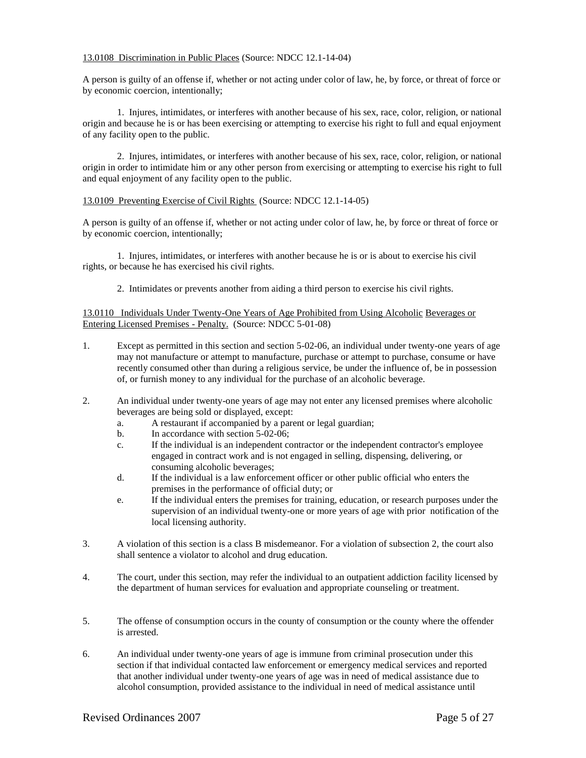<u>13.0108 Discrimination in Public Places</u> (Source: NDCC 12.1-14-04)

A person is guilty of an offense if, whether or not acting under color of law, he, by force, or threat of force or by economic coercion, intentionally;

1. Injures, intimidates, or interferes with another because of his sex, race, color, religion, or national origin and because he is or has been exercising or attempting to exercise his right to full and equal enjoyment of any facility open to the public.

2. Injures, intimidates, or interferes with another because of his sex, race, color, religion, or national origin in order to intimidate him or any other person from exercising or attempting to exercise his right to full and equal enjoyment of any facility open to the public.

<u>13.0109 Preventing Exercise of Civil Rights</u> (Source: NDCC 12.1-14-05)

A person is guilty of an offense if, whether or not acting under color of law, he, by force or threat of force or by economic coercion, intentionally;

1. Injures, intimidates, or interferes with another because he is or is about to exercise his civil rights, or because he has exercised his civil rights.

2. Intimidates or prevents another from aiding a third person to exercise his civil rights.

<u>13.0110 Individuals Under Twenty-One Years of Age Prohibited from Using Alcoholic Beverages or Entering Licensed Premises - Penalty.</u> (Source: NDCC 5-01-08)

1. Except as permitted in this section and section 5-02-06, an individual under twenty-one years of age may not manufacture or attempt to manufacture, purchase or attempt to purchase, consume or have recently consumed other than during a religious service, be under the influence of, be in possession of, or furnish money to any individual for the purchase of an alcoholic beverage.

2. An individual under twenty-one years of age may not enter any licensed premises where alcoholic beverages are being sold or displayed, except:
   a. A restaurant if accompanied by a parent or legal guardian;
   b. In accordance with section 5-02-06;
   c. If the individual is an independent contractor or the independent contractor's employee engaged in contract work and is not engaged in selling, dispensing, delivering, or consuming alcoholic beverages;
   d. If the individual is a law enforcement officer or other public official who enters the premises in the performance of official duty; or
   e. If the individual enters the premises for training, education, or research purposes under the supervision of an individual twenty-one or more years of age with prior notification of the local licensing authority.

3. A violation of this section is a class B misdemeanor. For a violation of subsection 2, the court also shall sentence a violator to alcohol and drug education.

4. The court, under this section, may refer the individual to an outpatient addiction facility licensed by the department of human services for evaluation and appropriate counseling or treatment.

5. The offense of consumption occurs in the county of consumption or the county where the offender is arrested.

6. An individual under twenty-one years of age is immune from criminal prosecution under this section if that individual contacted law enforcement or emergency medical services and reported that another individual under twenty-one years of age was in need of medical assistance due to alcohol consumption, provided assistance to the individual in need of medical assistance until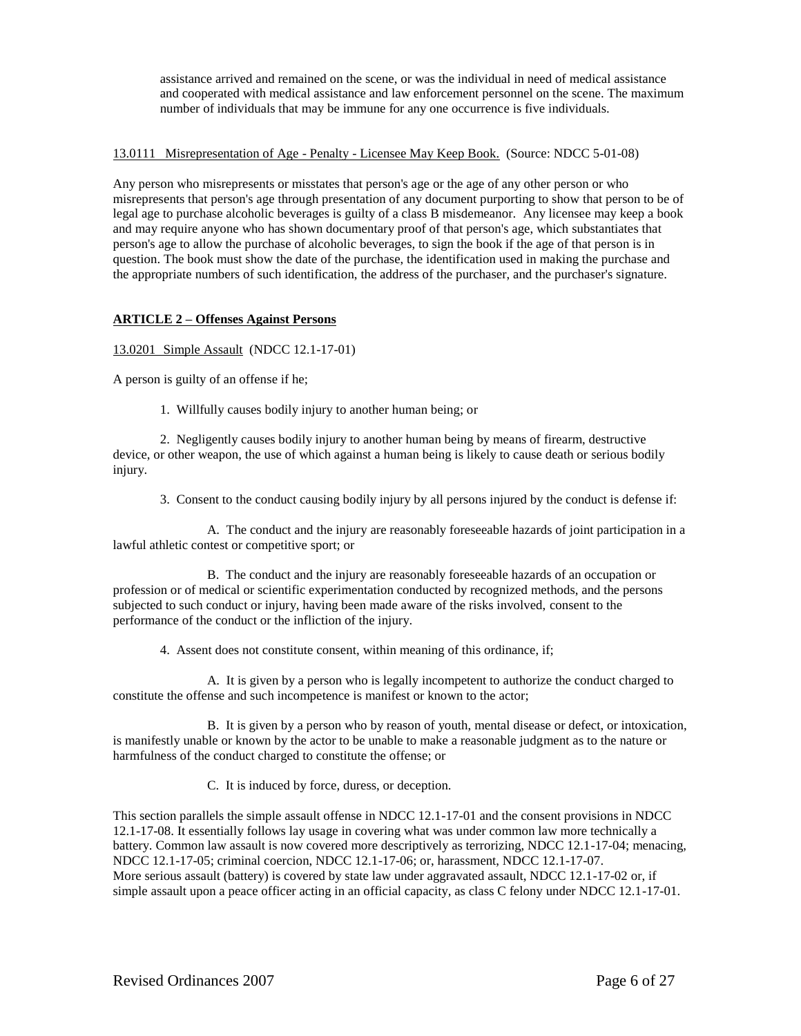assistance arrived and remained on the scene, or was the individual in need of medical assistance and cooperated with medical assistance and law enforcement personnel on the scene. The maximum number of individuals that may be immune for any one occurrence is five individuals.

13.0111 Misrepresentation of Age - Penalty - Licensee May Keep Book. (Source: NDCC 5-01-08)

Any person who misrepresents or misstates that person's age or the age of any other person or who misrepresents that person's age through presentation of any document purporting to show that person to be of legal age to purchase alcoholic beverages is guilty of a class B misdemeanor. Any licensee may keep a book and may require anyone who has shown documentary proof of that person's age, which substantiates that person's age to allow the purchase of alcoholic beverages, to sign the book if the age of that person is in question. The book must show the date of the purchase, the identification used in making the purchase and the appropriate numbers of such identification, the address of the purchaser, and the purchaser's signature.

## ARTICLE 2 – Offenses Against Persons

13.0201 Simple Assault (NDCC 12.1-17-01)

A person is guilty of an offense if he;

1. Willfully causes bodily injury to another human being; or

2. Negligently causes bodily injury to another human being by means of firearm, destructive device, or other weapon, the use of which against a human being is likely to cause death or serious bodily injury.

3. Consent to the conduct causing bodily injury by all persons injured by the conduct is defense if:

   A. The conduct and the injury are reasonably foreseeable hazards of joint participation in a lawful athletic contest or competitive sport; or

   B. The conduct and the injury are reasonably foreseeable hazards of an occupation or profession or of medical or scientific experimentation conducted by recognized methods, and the persons subjected to such conduct or injury, having been made aware of the risks involved, consent to the performance of the conduct or the infliction of the injury.

4. Assent does not constitute consent, within meaning of this ordinance, if;

   A. It is given by a person who is legally incompetent to authorize the conduct charged to constitute the offense and such incompetence is manifest or known to the actor;

   B. It is given by a person who by reason of youth, mental disease or defect, or intoxication, is manifestly unable or known by the actor to be unable to make a reasonable judgment as to the nature or harmfulness of the conduct charged to constitute the offense; or

   C. It is induced by force, duress, or deception.

This section parallels the simple assault offense in NDCC 12.1-17-01 and the consent provisions in NDCC 12.1-17-08. It essentially follows lay usage in covering what was under common law more technically a battery. Common law assault is now covered more descriptively as terrorizing, NDCC 12.1-17-04; menacing, NDCC 12.1-17-05; criminal coercion, NDCC 12.1-17-06; or, harassment, NDCC 12.1-17-07.
More serious assault (battery) is covered by state law under aggravated assault, NDCC 12.1-17-02 or, if simple assault upon a peace officer acting in an official capacity, as class C felony under NDCC 12.1-17-01.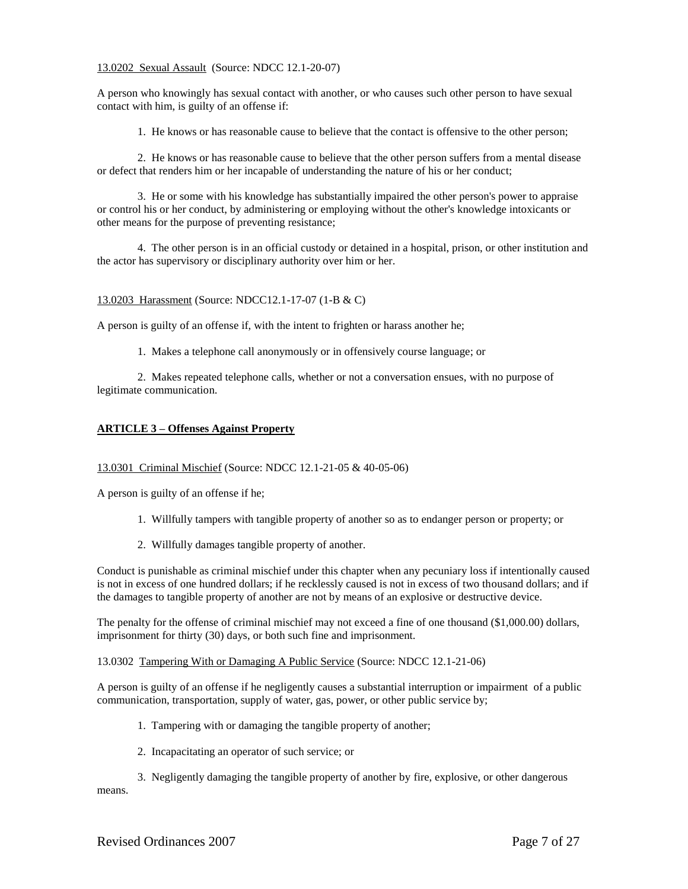13.0202 Sexual Assault (Source: NDCC 12.1-20-07)

A person who knowingly has sexual contact with another, or who causes such other person to have sexual contact with him, is guilty of an offense if:

1. He knows or has reasonable cause to believe that the contact is offensive to the other person;

2. He knows or has reasonable cause to believe that the other person suffers from a mental disease or defect that renders him or her incapable of understanding the nature of his or her conduct;

3. He or some with his knowledge has substantially impaired the other person's power to appraise or control his or her conduct, by administering or employing without the other's knowledge intoxicants or other means for the purpose of preventing resistance;

4. The other person is in an official custody or detained in a hospital, prison, or other institution and the actor has supervisory or disciplinary authority over him or her.

13.0203 Harassment (Source: NDCC12.1-17-07 (1-B & C)

A person is guilty of an offense if, with the intent to frighten or harass another he;

1. Makes a telephone call anonymously or in offensively course language; or

2. Makes repeated telephone calls, whether or not a conversation ensues, with no purpose of legitimate communication.

## ARTICLE 3 – Offenses Against Property

13.0301 Criminal Mischief (Source: NDCC 12.1-21-05 & 40-05-06)

A person is guilty of an offense if he;

1. Willfully tampers with tangible property of another so as to endanger person or property; or

2. Willfully damages tangible property of another.

Conduct is punishable as criminal mischief under this chapter when any pecuniary loss if intentionally caused is not in excess of one hundred dollars; if he recklessly caused is not in excess of two thousand dollars; and if the damages to tangible property of another are not by means of an explosive or destructive device.

The penalty for the offense of criminal mischief may not exceed a fine of one thousand ($1,000.00) dollars, imprisonment for thirty (30) days, or both such fine and imprisonment.

13.0302 Tampering With or Damaging A Public Service (Source: NDCC 12.1-21-06)

A person is guilty of an offense if he negligently causes a substantial interruption or impairment of a public communication, transportation, supply of water, gas, power, or other public service by;

1. Tampering with or damaging the tangible property of another;

2. Incapacitating an operator of such service; or

3. Negligently damaging the tangible property of another by fire, explosive, or other dangerous means.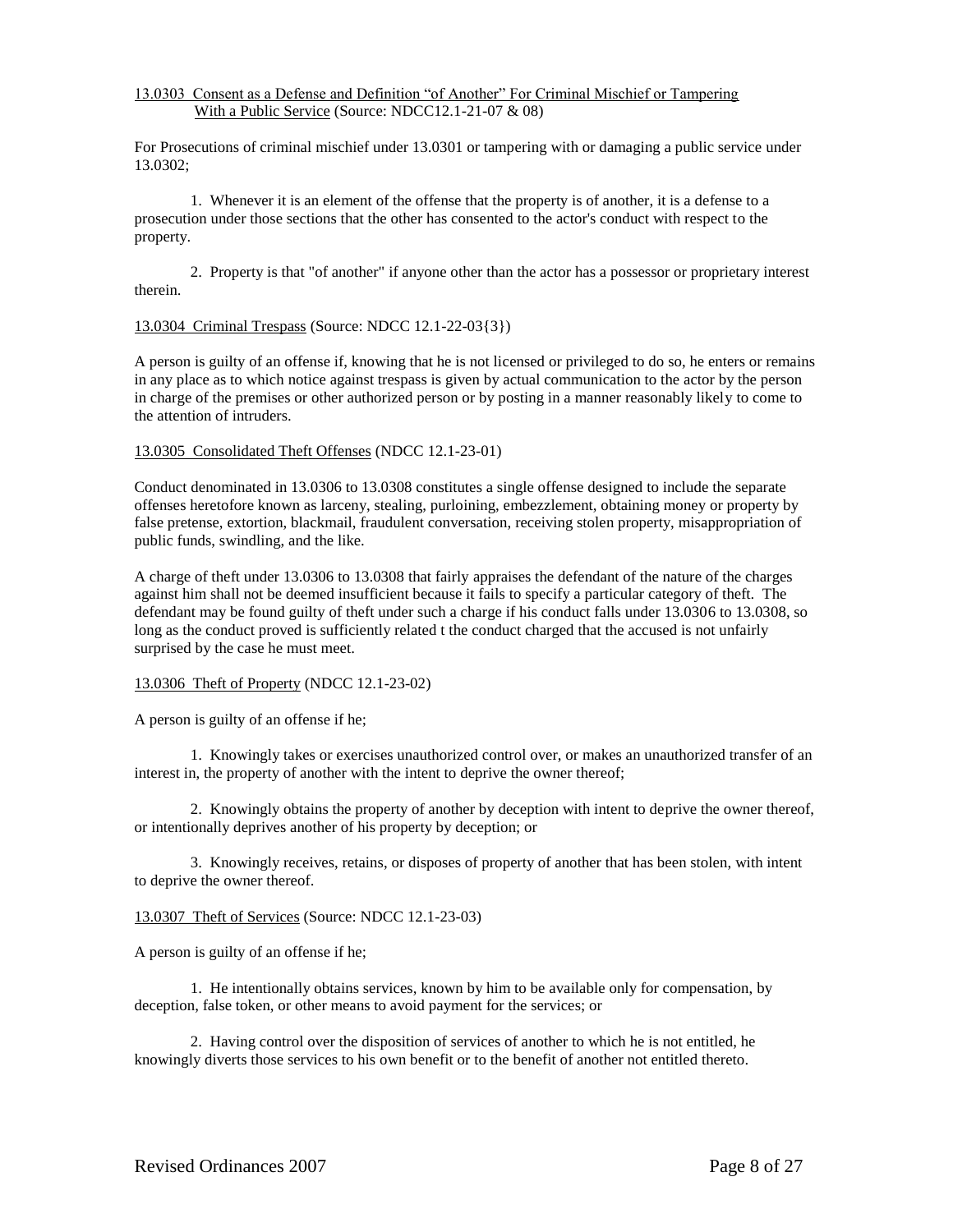13.0303 Consent as a Defense and Definition "of Another" For Criminal Mischief or Tampering With a Public Service (Source: NDCC12.1-21-07 & 08)

For Prosecutions of criminal mischief under 13.0301 or tampering with or damaging a public service under 13.0302;

1. Whenever it is an element of the offense that the property is of another, it is a defense to a prosecution under those sections that the other has consented to the actor's conduct with respect to the property.

2. Property is that "of another" if anyone other than the actor has a possessor or proprietary interest therein.

13.0304 Criminal Trespass (Source: NDCC 12.1-22-03{3})

A person is guilty of an offense if, knowing that he is not licensed or privileged to do so, he enters or remains in any place as to which notice against trespass is given by actual communication to the actor by the person in charge of the premises or other authorized person or by posting in a manner reasonably likely to come to the attention of intruders.

13.0305 Consolidated Theft Offenses (NDCC 12.1-23-01)

Conduct denominated in 13.0306 to 13.0308 constitutes a single offense designed to include the separate offenses heretofore known as larceny, stealing, purloining, embezzlement, obtaining money or property by false pretense, extortion, blackmail, fraudulent conversation, receiving stolen property, misappropriation of public funds, swindling, and the like.

A charge of theft under 13.0306 to 13.0308 that fairly appraises the defendant of the nature of the charges against him shall not be deemed insufficient because it fails to specify a particular category of theft. The defendant may be found guilty of theft under such a charge if his conduct falls under 13.0306 to 13.0308, so long as the conduct proved is sufficiently related t the conduct charged that the accused is not unfairly surprised by the case he must meet.

13.0306 Theft of Property (NDCC 12.1-23-02)

A person is guilty of an offense if he;

1. Knowingly takes or exercises unauthorized control over, or makes an unauthorized transfer of an interest in, the property of another with the intent to deprive the owner thereof;

2. Knowingly obtains the property of another by deception with intent to deprive the owner thereof, or intentionally deprives another of his property by deception; or

3. Knowingly receives, retains, or disposes of property of another that has been stolen, with intent to deprive the owner thereof.

13.0307 Theft of Services (Source: NDCC 12.1-23-03)

A person is guilty of an offense if he;

1. He intentionally obtains services, known by him to be available only for compensation, by deception, false token, or other means to avoid payment for the services; or

2. Having control over the disposition of services of another to which he is not entitled, he knowingly diverts those services to his own benefit or to the benefit of another not entitled thereto.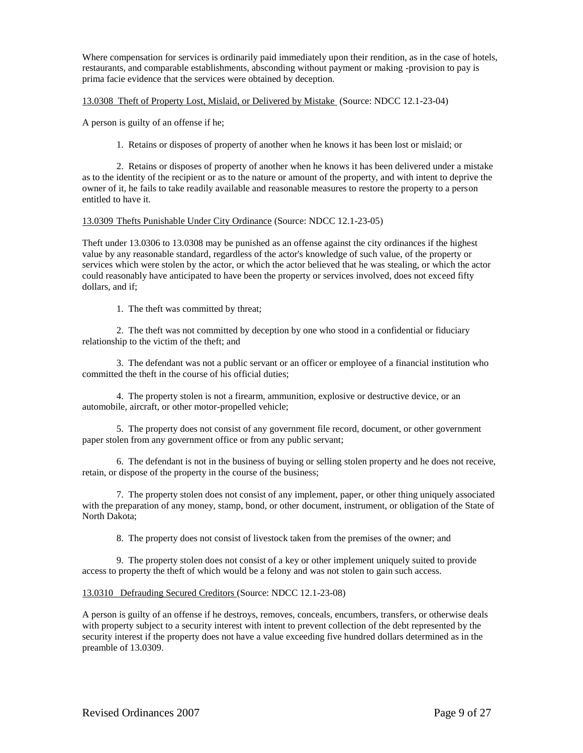Where compensation for services is ordinarily paid immediately upon their rendition, as in the case of hotels, restaurants, and comparable establishments, absconding without payment or making -provision to pay is prima facie evidence that the services were obtained by deception.

<u>13.0308 Theft of Property Lost, Mislaid, or Delivered by Mistake</u> (Source: NDCC 12.1-23-04)

A person is guilty of an offense if he;

1. Retains or disposes of property of another when he knows it has been lost or mislaid; or

2. Retains or disposes of property of another when he knows it has been delivered under a mistake as to the identity of the recipient or as to the nature or amount of the property, and with intent to deprive the owner of it, he fails to take readily available and reasonable measures to restore the property to a person entitled to have it.

<u>13.0309 Thefts Punishable Under City Ordinance</u> (Source: NDCC 12.1-23-05)

Theft under 13.0306 to 13.0308 may be punished as an offense against the city ordinances if the highest value by any reasonable standard, regardless of the actor's knowledge of such value, of the property or services which were stolen by the actor, or which the actor believed that he was stealing, or which the actor could reasonably have anticipated to have been the property or services involved, does not exceed fifty dollars, and if;

1. The theft was committed by threat;

2. The theft was not committed by deception by one who stood in a confidential or fiduciary relationship to the victim of the theft; and

3. The defendant was not a public servant or an officer or employee of a financial institution who committed the theft in the course of his official duties;

4. The property stolen is not a firearm, ammunition, explosive or destructive device, or an automobile, aircraft, or other motor-propelled vehicle;

5. The property does not consist of any government file record, document, or other government paper stolen from any government office or from any public servant;

6. The defendant is not in the business of buying or selling stolen property and he does not receive, retain, or dispose of the property in the course of the business;

7. The property stolen does not consist of any implement, paper, or other thing uniquely associated with the preparation of any money, stamp, bond, or other document, instrument, or obligation of the State of North Dakota;

8. The property does not consist of livestock taken from the premises of the owner; and

9. The property stolen does not consist of a key or other implement uniquely suited to provide access to property the theft of which would be a felony and was not stolen to gain such access.

<u>13.0310 Defrauding Secured Creditors</u> (Source: NDCC 12.1-23-08)

A person is guilty of an offense if he destroys, removes, conceals, encumbers, transfers, or otherwise deals with property subject to a security interest with intent to prevent collection of the debt represented by the security interest if the property does not have a value exceeding five hundred dollars determined as in the preamble of 13.0309.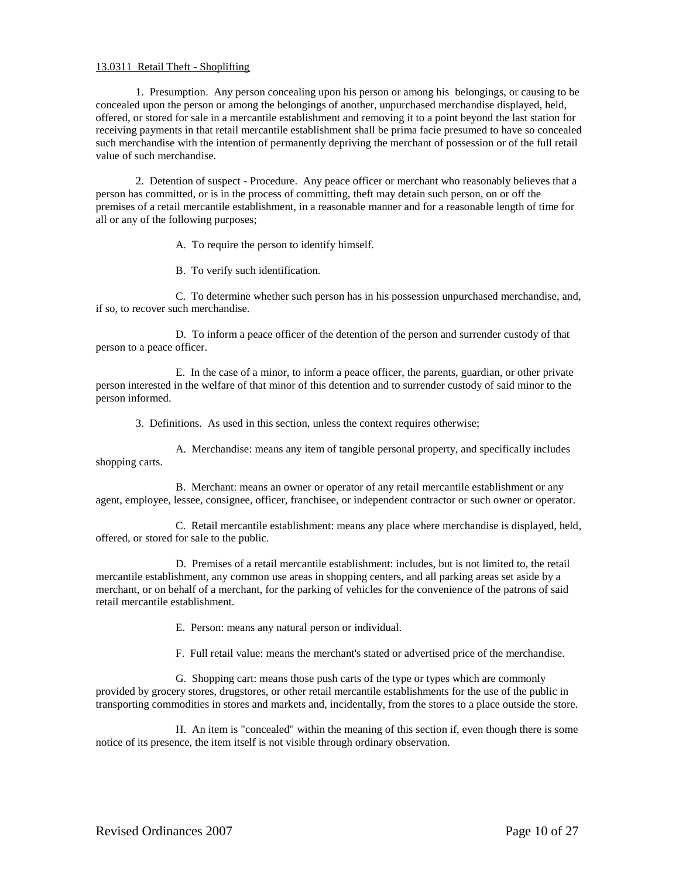13.0311 Retail Theft - Shoplifting

1. Presumption. Any person concealing upon his person or among his belongings, or causing to be concealed upon the person or among the belongings of another, unpurchased merchandise displayed, held, offered, or stored for sale in a mercantile establishment and removing it to a point beyond the last station for receiving payments in that retail mercantile establishment shall be prima facie presumed to have so concealed such merchandise with the intention of permanently depriving the merchant of possession or of the full retail value of such merchandise.

2. Detention of suspect - Procedure. Any peace officer or merchant who reasonably believes that a person has committed, or is in the process of committing, theft may detain such person, on or off the premises of a retail mercantile establishment, in a reasonable manner and for a reasonable length of time for all or any of the following purposes;

A. To require the person to identify himself.

B. To verify such identification.

C. To determine whether such person has in his possession unpurchased merchandise, and, if so, to recover such merchandise.

D. To inform a peace officer of the detention of the person and surrender custody of that person to a peace officer.

E. In the case of a minor, to inform a peace officer, the parents, guardian, or other private person interested in the welfare of that minor of this detention and to surrender custody of said minor to the person informed.

3. Definitions. As used in this section, unless the context requires otherwise;

A. Merchandise: means any item of tangible personal property, and specifically includes shopping carts.

B. Merchant: means an owner or operator of any retail mercantile establishment or any agent, employee, lessee, consignee, officer, franchisee, or independent contractor or such owner or operator.

C. Retail mercantile establishment: means any place where merchandise is displayed, held, offered, or stored for sale to the public.

D. Premises of a retail mercantile establishment: includes, but is not limited to, the retail mercantile establishment, any common use areas in shopping centers, and all parking areas set aside by a merchant, or on behalf of a merchant, for the parking of vehicles for the convenience of the patrons of said retail mercantile establishment.

E. Person: means any natural person or individual.

F. Full retail value: means the merchant's stated or advertised price of the merchandise.

G. Shopping cart: means those push carts of the type or types which are commonly provided by grocery stores, drugstores, or other retail mercantile establishments for the use of the public in transporting commodities in stores and markets and, incidentally, from the stores to a place outside the store.

H. An item is "concealed" within the meaning of this section if, even though there is some notice of its presence, the item itself is not visible through ordinary observation.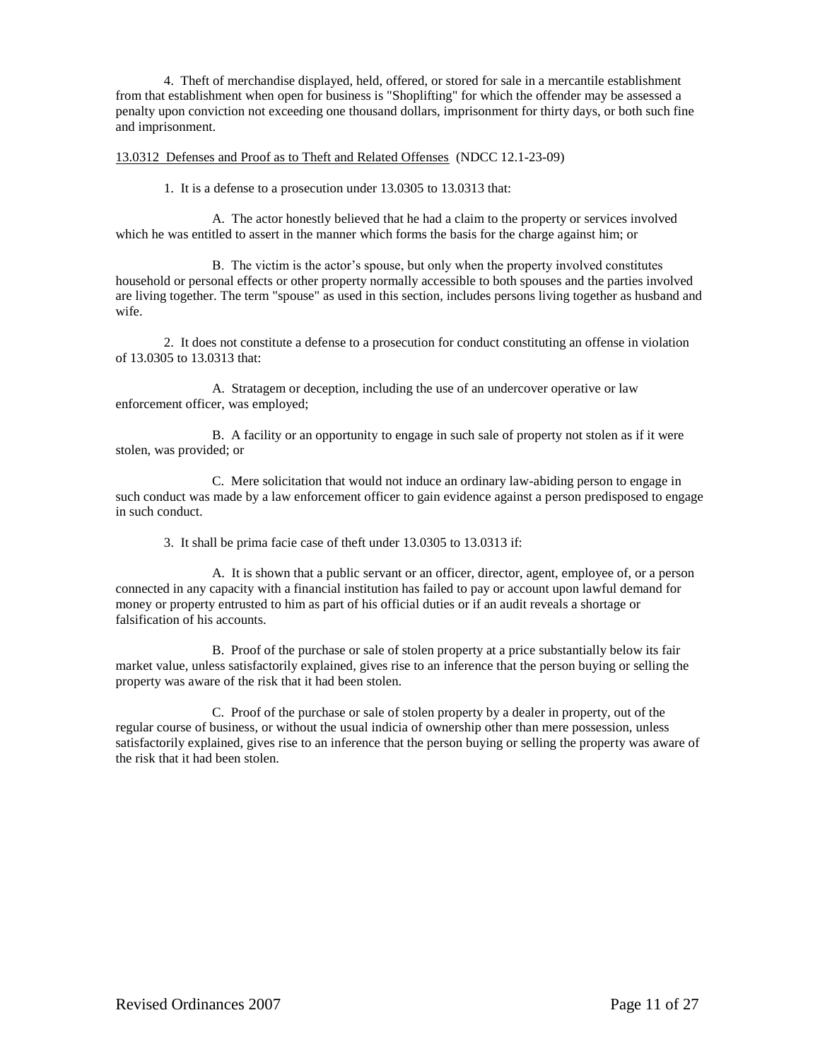4. Theft of merchandise displayed, held, offered, or stored for sale in a mercantile establishment from that establishment when open for business is "Shoplifting" for which the offender may be assessed a penalty upon conviction not exceeding one thousand dollars, imprisonment for thirty days, or both such fine and imprisonment.

13.0312 Defenses and Proof as to Theft and Related Offenses (NDCC 12.1-23-09)

1. It is a defense to a prosecution under 13.0305 to 13.0313 that:

A. The actor honestly believed that he had a claim to the property or services involved which he was entitled to assert in the manner which forms the basis for the charge against him; or

B. The victim is the actor's spouse, but only when the property involved constitutes household or personal effects or other property normally accessible to both spouses and the parties involved are living together. The term "spouse" as used in this section, includes persons living together as husband and wife.

2. It does not constitute a defense to a prosecution for conduct constituting an offense in violation of 13.0305 to 13.0313 that:

A. Stratagem or deception, including the use of an undercover operative or law enforcement officer, was employed;

B. A facility or an opportunity to engage in such sale of property not stolen as if it were stolen, was provided; or

C. Mere solicitation that would not induce an ordinary law-abiding person to engage in such conduct was made by a law enforcement officer to gain evidence against a person predisposed to engage in such conduct.

3. It shall be prima facie case of theft under 13.0305 to 13.0313 if:

A. It is shown that a public servant or an officer, director, agent, employee of, or a person connected in any capacity with a financial institution has failed to pay or account upon lawful demand for money or property entrusted to him as part of his official duties or if an audit reveals a shortage or falsification of his accounts.

B. Proof of the purchase or sale of stolen property at a price substantially below its fair market value, unless satisfactorily explained, gives rise to an inference that the person buying or selling the property was aware of the risk that it had been stolen.

C. Proof of the purchase or sale of stolen property by a dealer in property, out of the regular course of business, or without the usual indicia of ownership other than mere possession, unless satisfactorily explained, gives rise to an inference that the person buying or selling the property was aware of the risk that it had been stolen.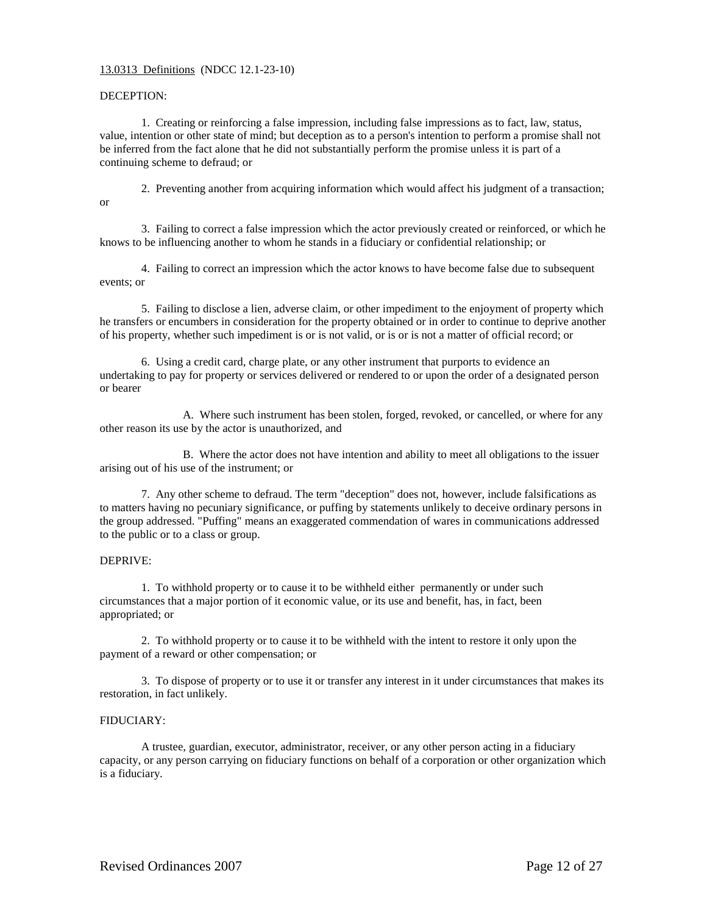13.0313 Definitions (NDCC 12.1-23-10)

DECEPTION:

1. Creating or reinforcing a false impression, including false impressions as to fact, law, status, value, intention or other state of mind; but deception as to a person's intention to perform a promise shall not be inferred from the fact alone that he did not substantially perform the promise unless it is part of a continuing scheme to defraud; or

2. Preventing another from acquiring information which would affect his judgment of a transaction; or

3. Failing to correct a false impression which the actor previously created or reinforced, or which he knows to be influencing another to whom he stands in a fiduciary or confidential relationship; or

4. Failing to correct an impression which the actor knows to have become false due to subsequent events; or

5. Failing to disclose a lien, adverse claim, or other impediment to the enjoyment of property which he transfers or encumbers in consideration for the property obtained or in order to continue to deprive another of his property, whether such impediment is or is not valid, or is or is not a matter of official record; or

6. Using a credit card, charge plate, or any other instrument that purports to evidence an undertaking to pay for property or services delivered or rendered to or upon the order of a designated person or bearer

A. Where such instrument has been stolen, forged, revoked, or cancelled, or where for any other reason its use by the actor is unauthorized, and

B. Where the actor does not have intention and ability to meet all obligations to the issuer arising out of his use of the instrument; or

7. Any other scheme to defraud. The term "deception" does not, however, include falsifications as to matters having no pecuniary significance, or puffing by statements unlikely to deceive ordinary persons in the group addressed. "Puffing" means an exaggerated commendation of wares in communications addressed to the public or to a class or group.

DEPRIVE:

1. To withhold property or to cause it to be withheld either permanently or under such circumstances that a major portion of it economic value, or its use and benefit, has, in fact, been appropriated; or

2. To withhold property or to cause it to be withheld with the intent to restore it only upon the payment of a reward or other compensation; or

3. To dispose of property or to use it or transfer any interest in it under circumstances that makes its restoration, in fact unlikely.

FIDUCIARY:

A trustee, guardian, executor, administrator, receiver, or any other person acting in a fiduciary capacity, or any person carrying on fiduciary functions on behalf of a corporation or other organization which is a fiduciary.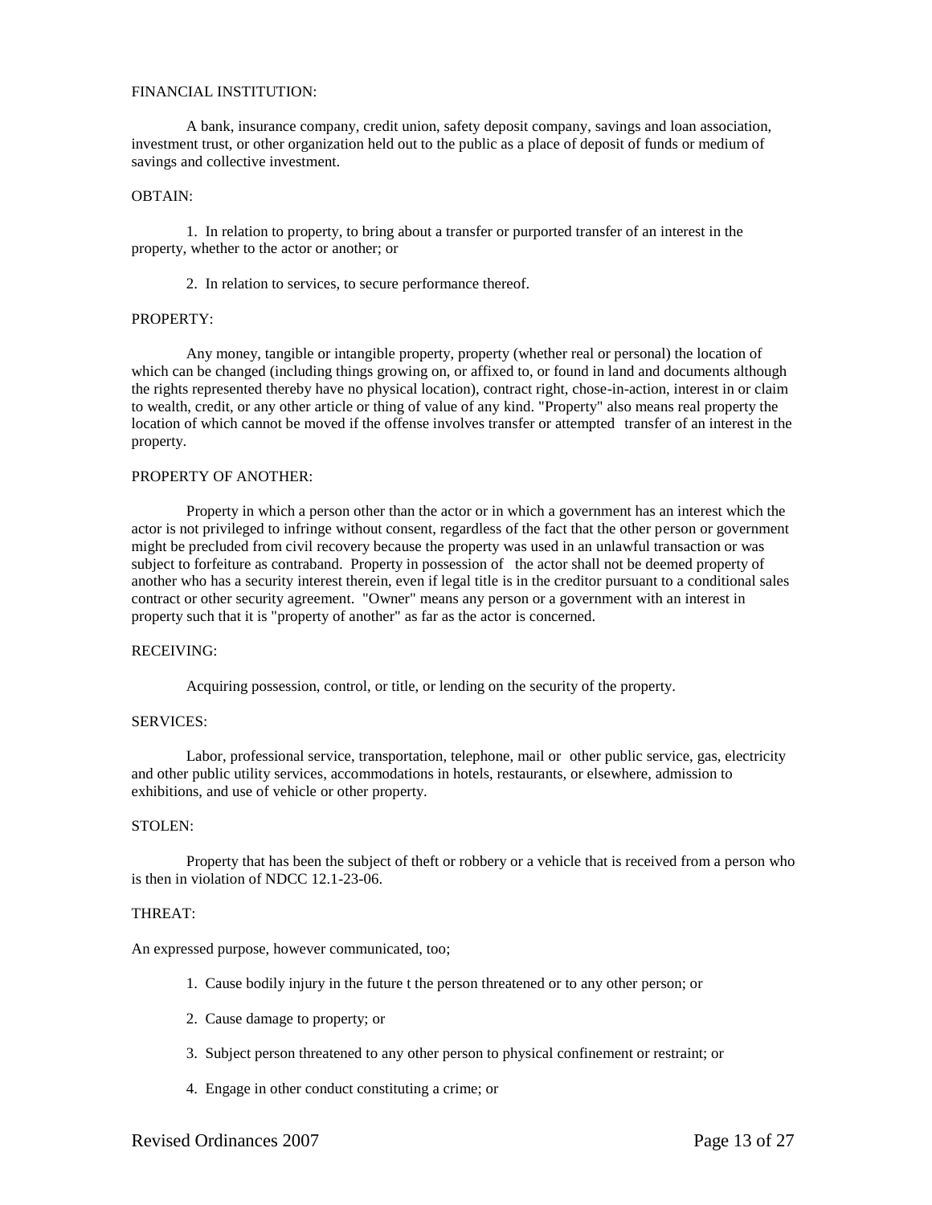FINANCIAL INSTITUTION:

A bank, insurance company, credit union, safety deposit company, savings and loan association, investment trust, or other organization held out to the public as a place of deposit of funds or medium of savings and collective investment.

OBTAIN:

1. In relation to property, to bring about a transfer or purported transfer of an interest in the property, whether to the actor or another; or

2. In relation to services, to secure performance thereof.

PROPERTY:

Any money, tangible or intangible property, property (whether real or personal) the location of which can be changed (including things growing on, or affixed to, or found in land and documents although the rights represented thereby have no physical location), contract right, chose-in-action, interest in or claim to wealth, credit, or any other article or thing of value of any kind. "Property" also means real property the location of which cannot be moved if the offense involves transfer or attempted transfer of an interest in the property.

PROPERTY OF ANOTHER:

Property in which a person other than the actor or in which a government has an interest which the actor is not privileged to infringe without consent, regardless of the fact that the other person or government might be precluded from civil recovery because the property was used in an unlawful transaction or was subject to forfeiture as contraband. Property in possession of the actor shall not be deemed property of another who has a security interest therein, even if legal title is in the creditor pursuant to a conditional sales contract or other security agreement. "Owner" means any person or a government with an interest in property such that it is "property of another" as far as the actor is concerned.

RECEIVING:

Acquiring possession, control, or title, or lending on the security of the property.

SERVICES:

Labor, professional service, transportation, telephone, mail or other public service, gas, electricity and other public utility services, accommodations in hotels, restaurants, or elsewhere, admission to exhibitions, and use of vehicle or other property.

STOLEN:

Property that has been the subject of theft or robbery or a vehicle that is received from a person who is then in violation of NDCC 12.1-23-06.

THREAT:

An expressed purpose, however communicated, too;

1. Cause bodily injury in the future t the person threatened or to any other person; or

2. Cause damage to property; or

3. Subject person threatened to any other person to physical confinement or restraint; or

4. Engage in other conduct constituting a crime; or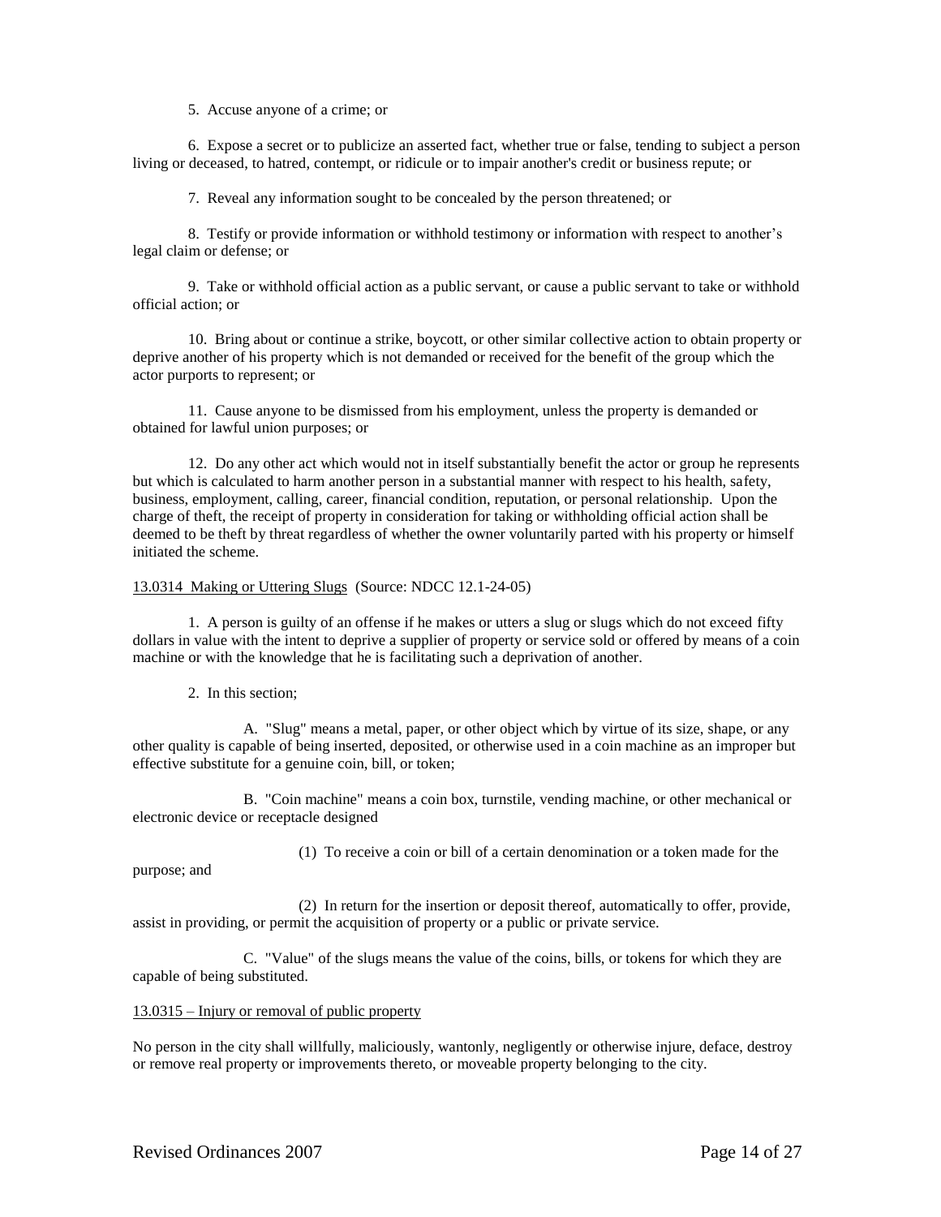5. Accuse anyone of a crime; or

6. Expose a secret or to publicize an asserted fact, whether true or false, tending to subject a person living or deceased, to hatred, contempt, or ridicule or to impair another's credit or business repute; or

7. Reveal any information sought to be concealed by the person threatened; or

8. Testify or provide information or withhold testimony or information with respect to another's legal claim or defense; or

9. Take or withhold official action as a public servant, or cause a public servant to take or withhold official action; or

10. Bring about or continue a strike, boycott, or other similar collective action to obtain property or deprive another of his property which is not demanded or received for the benefit of the group which the actor purports to represent; or

11. Cause anyone to be dismissed from his employment, unless the property is demanded or obtained for lawful union purposes; or

12. Do any other act which would not in itself substantially benefit the actor or group he represents but which is calculated to harm another person in a substantial manner with respect to his health, safety, business, employment, calling, career, financial condition, reputation, or personal relationship. Upon the charge of theft, the receipt of property in consideration for taking or withholding official action shall be deemed to be theft by threat regardless of whether the owner voluntarily parted with his property or himself initiated the scheme.

13.0314 Making or Uttering Slugs (Source: NDCC 12.1-24-05)

1. A person is guilty of an offense if he makes or utters a slug or slugs which do not exceed fifty dollars in value with the intent to deprive a supplier of property or service sold or offered by means of a coin machine or with the knowledge that he is facilitating such a deprivation of another.

2. In this section;

A. "Slug" means a metal, paper, or other object which by virtue of its size, shape, or any other quality is capable of being inserted, deposited, or otherwise used in a coin machine as an improper but effective substitute for a genuine coin, bill, or token;

B. "Coin machine" means a coin box, turnstile, vending machine, or other mechanical or electronic device or receptacle designed

(1) To receive a coin or bill of a certain denomination or a token made for the purpose; and

(2) In return for the insertion or deposit thereof, automatically to offer, provide, assist in providing, or permit the acquisition of property or a public or private service.

C. "Value" of the slugs means the value of the coins, bills, or tokens for which they are capable of being substituted.

13.0315 – Injury or removal of public property

No person in the city shall willfully, maliciously, wantonly, negligently or otherwise injure, deface, destroy or remove real property or improvements thereto, or moveable property belonging to the city.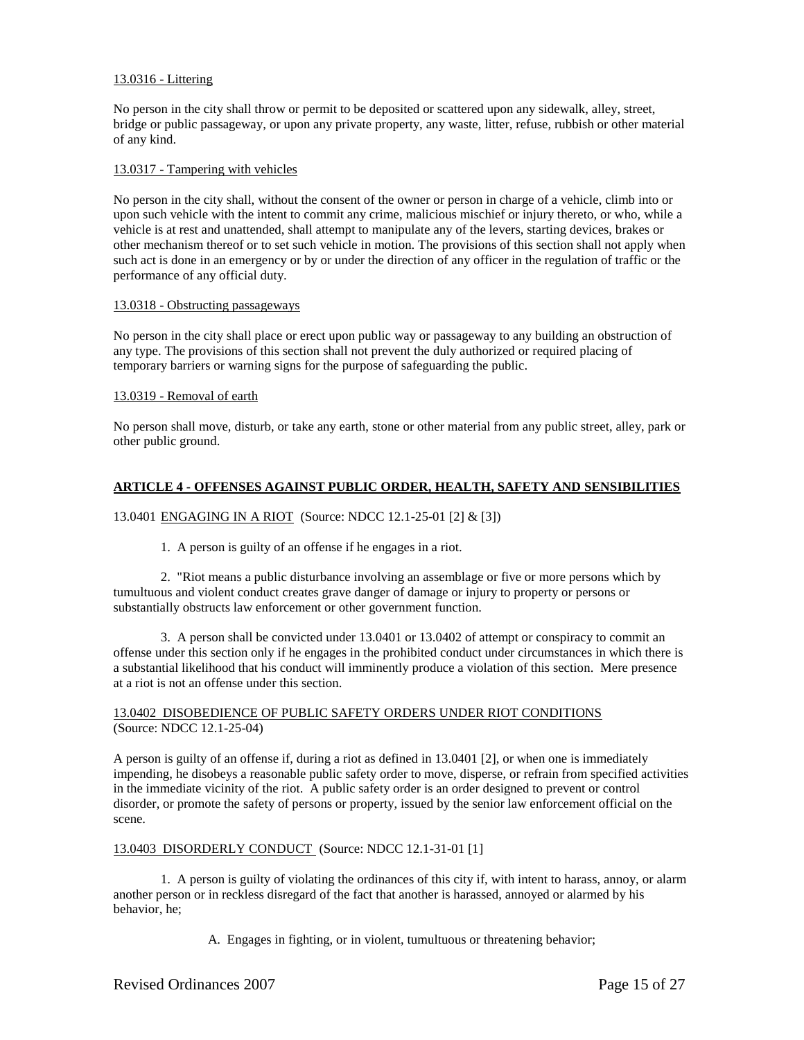13.0316 - Littering

No person in the city shall throw or permit to be deposited or scattered upon any sidewalk, alley, street, bridge or public passageway, or upon any private property, any waste, litter, refuse, rubbish or other material of any kind.

13.0317 - Tampering with vehicles

No person in the city shall, without the consent of the owner or person in charge of a vehicle, climb into or upon such vehicle with the intent to commit any crime, malicious mischief or injury thereto, or who, while a vehicle is at rest and unattended, shall attempt to manipulate any of the levers, starting devices, brakes or other mechanism thereof or to set such vehicle in motion. The provisions of this section shall not apply when such act is done in an emergency or by or under the direction of any officer in the regulation of traffic or the performance of any official duty.

13.0318 - Obstructing passageways

No person in the city shall place or erect upon public way or passageway to any building an obstruction of any type. The provisions of this section shall not prevent the duly authorized or required placing of temporary barriers or warning signs for the purpose of safeguarding the public.

13.0319 - Removal of earth

No person shall move, disturb, or take any earth, stone or other material from any public street, alley, park or other public ground.

## ARTICLE 4 - OFFENSES AGAINST PUBLIC ORDER, HEALTH, SAFETY AND SENSIBILITIES

13.0401 ENGAGING IN A RIOT (Source: NDCC 12.1-25-01 [2] & [3])

1. A person is guilty of an offense if he engages in a riot.

2. "Riot means a public disturbance involving an assemblage or five or more persons which by tumultuous and violent conduct creates grave danger of damage or injury to property or persons or substantially obstructs law enforcement or other government function.

3. A person shall be convicted under 13.0401 or 13.0402 of attempt or conspiracy to commit an offense under this section only if he engages in the prohibited conduct under circumstances in which there is a substantial likelihood that his conduct will imminently produce a violation of this section. Mere presence at a riot is not an offense under this section.

13.0402 DISOBEDIENCE OF PUBLIC SAFETY ORDERS UNDER RIOT CONDITIONS (Source: NDCC 12.1-25-04)

A person is guilty of an offense if, during a riot as defined in 13.0401 [2], or when one is immediately impending, he disobeys a reasonable public safety order to move, disperse, or refrain from specified activities in the immediate vicinity of the riot. A public safety order is an order designed to prevent or control disorder, or promote the safety of persons or property, issued by the senior law enforcement official on the scene.

13.0403 DISORDERLY CONDUCT (Source: NDCC 12.1-31-01 [1]

1. A person is guilty of violating the ordinances of this city if, with intent to harass, annoy, or alarm another person or in reckless disregard of the fact that another is harassed, annoyed or alarmed by his behavior, he;

A. Engages in fighting, or in violent, tumultuous or threatening behavior;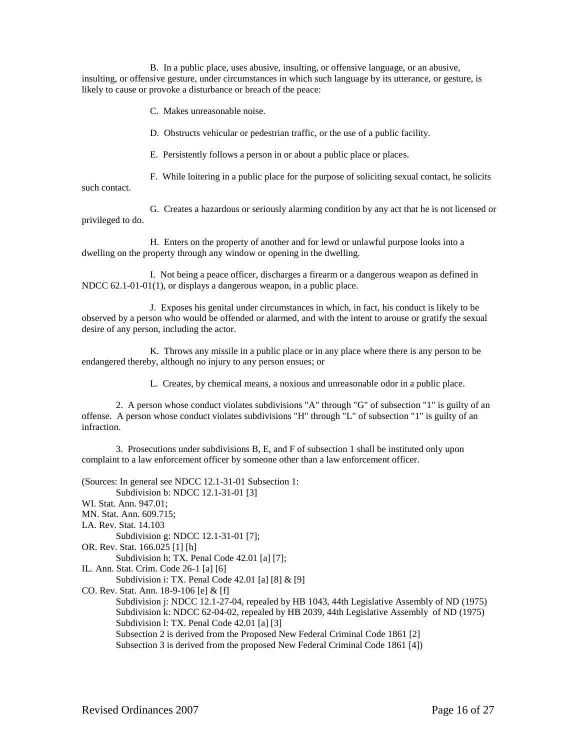B. In a public place, uses abusive, insulting, or offensive language, or an abusive, insulting, or offensive gesture, under circumstances in which such language by its utterance, or gesture, is likely to cause or provoke a disturbance or breach of the peace:

C. Makes unreasonable noise.

D. Obstructs vehicular or pedestrian traffic, or the use of a public facility.

E. Persistently follows a person in or about a public place or places.

F. While loitering in a public place for the purpose of soliciting sexual contact, he solicits such contact.

G. Creates a hazardous or seriously alarming condition by any act that he is not licensed or privileged to do.

H. Enters on the property of another and for lewd or unlawful purpose looks into a dwelling on the property through any window or opening in the dwelling.

I. Not being a peace officer, discharges a firearm or a dangerous weapon as defined in NDCC 62.1-01-01(1), or displays a dangerous weapon, in a public place.

J. Exposes his genital under circumstances in which, in fact, his conduct is likely to be observed by a person who would be offended or alarmed, and with the intent to arouse or gratify the sexual desire of any person, including the actor.

K. Throws any missile in a public place or in any place where there is any person to be endangered thereby, although no injury to any person ensues; or

L. Creates, by chemical means, a noxious and unreasonable odor in a public place.

2. A person whose conduct violates subdivisions "A" through "G" of subsection "1" is guilty of an offense. A person whose conduct violates subdivisions "H" through "L" of subsection "1" is guilty of an infraction.

3. Prosecutions under subdivisions B, E, and F of subsection 1 shall be instituted only upon complaint to a law enforcement officer by someone other than a law enforcement officer.

(Sources: In general see NDCC 12.1-31-01 Subsection 1:
Subdivision b: NDCC 12.1-31-01 [3]
WI. Stat. Ann. 947.01;
MN. Stat. Ann. 609.715;
LA. Rev. Stat. 14.103
Subdivision g: NDCC 12.1-31-01 [7];
OR. Rev. Stat. 166.025 [1] [h]
Subdivision h: TX. Penal Code 42.01 [a] [7];
IL. Ann. Stat. Crim. Code 26-1 [a] [6]
Subdivision i: TX. Penal Code 42.01 [a] [8] & [9]
CO. Rev. Stat. Ann. 18-9-106 [e] & [f]
Subdivision j: NDCC 12.1-27-04, repealed by HB 1043, 44th Legislative Assembly of ND (1975)
Subdivision k: NDCC 62-04-02, repealed by HB 2039, 44th Legislative Assembly of ND (1975)
Subdivision l: TX. Penal Code 42.01 [a] [3]
Subsection 2 is derived from the Proposed New Federal Criminal Code 1861 [2]
Subsection 3 is derived from the proposed New Federal Criminal Code 1861 [4])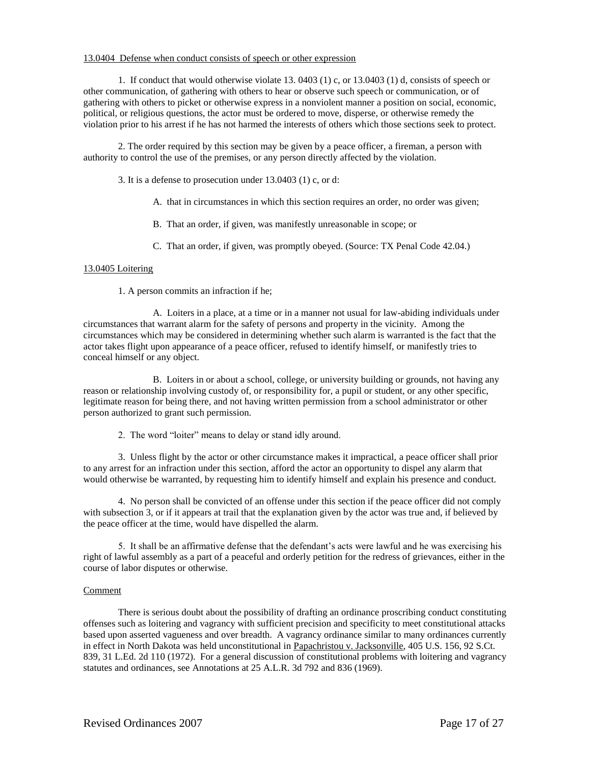13.0404 Defense when conduct consists of speech or other expression

1. If conduct that would otherwise violate 13. 0403 (1) c, or 13.0403 (1) d, consists of speech or other communication, of gathering with others to hear or observe such speech or communication, or of gathering with others to picket or otherwise express in a nonviolent manner a position on social, economic, political, or religious questions, the actor must be ordered to move, disperse, or otherwise remedy the violation prior to his arrest if he has not harmed the interests of others which those sections seek to protect.

2. The order required by this section may be given by a peace officer, a fireman, a person with authority to control the use of the premises, or any person directly affected by the violation.

3. It is a defense to prosecution under 13.0403 (1) c, or d:

A. that in circumstances in which this section requires an order, no order was given;

B. That an order, if given, was manifestly unreasonable in scope; or

C. That an order, if given, was promptly obeyed. (Source: TX Penal Code 42.04.)

13.0405 Loitering

1. A person commits an infraction if he;

A. Loiters in a place, at a time or in a manner not usual for law-abiding individuals under circumstances that warrant alarm for the safety of persons and property in the vicinity. Among the circumstances which may be considered in determining whether such alarm is warranted is the fact that the actor takes flight upon appearance of a peace officer, refused to identify himself, or manifestly tries to conceal himself or any object.

B. Loiters in or about a school, college, or university building or grounds, not having any reason or relationship involving custody of, or responsibility for, a pupil or student, or any other specific, legitimate reason for being there, and not having written permission from a school administrator or other person authorized to grant such permission.

2. The word "loiter" means to delay or stand idly around.

3. Unless flight by the actor or other circumstance makes it impractical, a peace officer shall prior to any arrest for an infraction under this section, afford the actor an opportunity to dispel any alarm that would otherwise be warranted, by requesting him to identify himself and explain his presence and conduct.

4. No person shall be convicted of an offense under this section if the peace officer did not comply with subsection 3, or if it appears at trail that the explanation given by the actor was true and, if believed by the peace officer at the time, would have dispelled the alarm.

5. It shall be an affirmative defense that the defendant's acts were lawful and he was exercising his right of lawful assembly as a part of a peaceful and orderly petition for the redress of grievances, either in the course of labor disputes or otherwise.

Comment

There is serious doubt about the possibility of drafting an ordinance proscribing conduct constituting offenses such as loitering and vagrancy with sufficient precision and specificity to meet constitutional attacks based upon asserted vagueness and over breadth. A vagrancy ordinance similar to many ordinances currently in effect in North Dakota was held unconstitutional in Papachristou v. Jacksonville, 405 U.S. 156, 92 S.Ct. 839, 31 L.Ed. 2d 110 (1972). For a general discussion of constitutional problems with loitering and vagrancy statutes and ordinances, see Annotations at 25 A.L.R. 3d 792 and 836 (1969).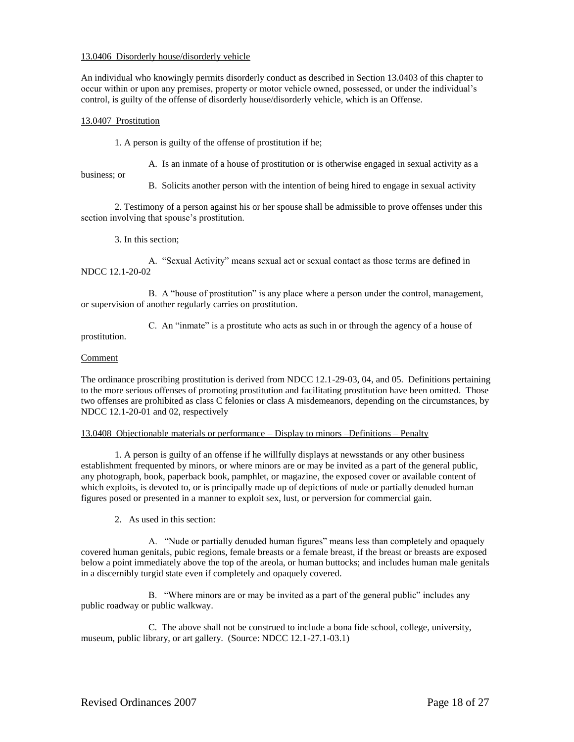13.0406 Disorderly house/disorderly vehicle

An individual who knowingly permits disorderly conduct as described in Section 13.0403 of this chapter to occur within or upon any premises, property or motor vehicle owned, possessed, or under the individual's control, is guilty of the offense of disorderly house/disorderly vehicle, which is an Offense.

13.0407 Prostitution

1. A person is guilty of the offense of prostitution if he;

A. Is an inmate of a house of prostitution or is otherwise engaged in sexual activity as a business; or

B. Solicits another person with the intention of being hired to engage in sexual activity

2. Testimony of a person against his or her spouse shall be admissible to prove offenses under this section involving that spouse's prostitution.

3. In this section;

A. "Sexual Activity" means sexual act or sexual contact as those terms are defined in NDCC 12.1-20-02

B. A "house of prostitution" is any place where a person under the control, management, or supervision of another regularly carries on prostitution.

C. An "inmate" is a prostitute who acts as such in or through the agency of a house of prostitution.

Comment

The ordinance proscribing prostitution is derived from NDCC 12.1-29-03, 04, and 05. Definitions pertaining to the more serious offenses of promoting prostitution and facilitating prostitution have been omitted. Those two offenses are prohibited as class C felonies or class A misdemeanors, depending on the circumstances, by NDCC 12.1-20-01 and 02, respectively

13.0408 Objectionable materials or performance – Display to minors –Definitions – Penalty

1. A person is guilty of an offense if he willfully displays at newsstands or any other business establishment frequented by minors, or where minors are or may be invited as a part of the general public, any photograph, book, paperback book, pamphlet, or magazine, the exposed cover or available content of which exploits, is devoted to, or is principally made up of depictions of nude or partially denuded human figures posed or presented in a manner to exploit sex, lust, or perversion for commercial gain.

2. As used in this section:

A. "Nude or partially denuded human figures" means less than completely and opaquely covered human genitals, pubic regions, female breasts or a female breast, if the breast or breasts are exposed below a point immediately above the top of the areola, or human buttocks; and includes human male genitals in a discernibly turgid state even if completely and opaquely covered.

B. "Where minors are or may be invited as a part of the general public" includes any public roadway or public walkway.

C. The above shall not be construed to include a bona fide school, college, university, museum, public library, or art gallery. (Source: NDCC 12.1-27.1-03.1)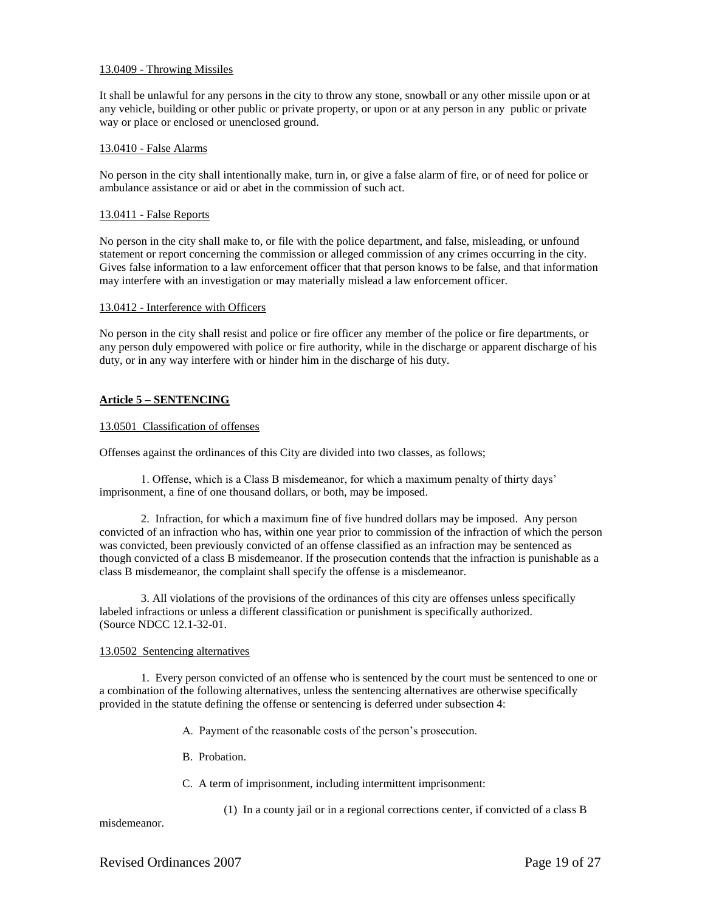13.0409 - Throwing Missiles

It shall be unlawful for any persons in the city to throw any stone, snowball or any other missile upon or at any vehicle, building or other public or private property, or upon or at any person in any public or private way or place or enclosed or unenclosed ground.

13.0410 - False Alarms

No person in the city shall intentionally make, turn in, or give a false alarm of fire, or of need for police or ambulance assistance or aid or abet in the commission of such act.

13.0411 - False Reports

No person in the city shall make to, or file with the police department, and false, misleading, or unfound statement or report concerning the commission or alleged commission of any crimes occurring in the city. Gives false information to a law enforcement officer that that person knows to be false, and that information may interfere with an investigation or may materially mislead a law enforcement officer.

13.0412 - Interference with Officers

No person in the city shall resist and police or fire officer any member of the police or fire departments, or any person duly empowered with police or fire authority, while in the discharge or apparent discharge of his duty, or in any way interfere with or hinder him in the discharge of his duty.

## Article 5 – SENTENCING

13.0501 Classification of offenses

Offenses against the ordinances of this City are divided into two classes, as follows;

1. Offense, which is a Class B misdemeanor, for which a maximum penalty of thirty days' imprisonment, a fine of one thousand dollars, or both, may be imposed.

2. Infraction, for which a maximum fine of five hundred dollars may be imposed. Any person convicted of an infraction who has, within one year prior to commission of the infraction of which the person was convicted, been previously convicted of an offense classified as an infraction may be sentenced as though convicted of a class B misdemeanor. If the prosecution contends that the infraction is punishable as a class B misdemeanor, the complaint shall specify the offense is a misdemeanor.

3. All violations of the provisions of the ordinances of this city are offenses unless specifically labeled infractions or unless a different classification or punishment is specifically authorized. (Source NDCC 12.1-32-01.

13.0502 Sentencing alternatives

1. Every person convicted of an offense who is sentenced by the court must be sentenced to one or a combination of the following alternatives, unless the sentencing alternatives are otherwise specifically provided in the statute defining the offense or sentencing is deferred under subsection 4:

A. Payment of the reasonable costs of the person's prosecution.

B. Probation.

C. A term of imprisonment, including intermittent imprisonment:

(1) In a county jail or in a regional corrections center, if convicted of a class B misdemeanor.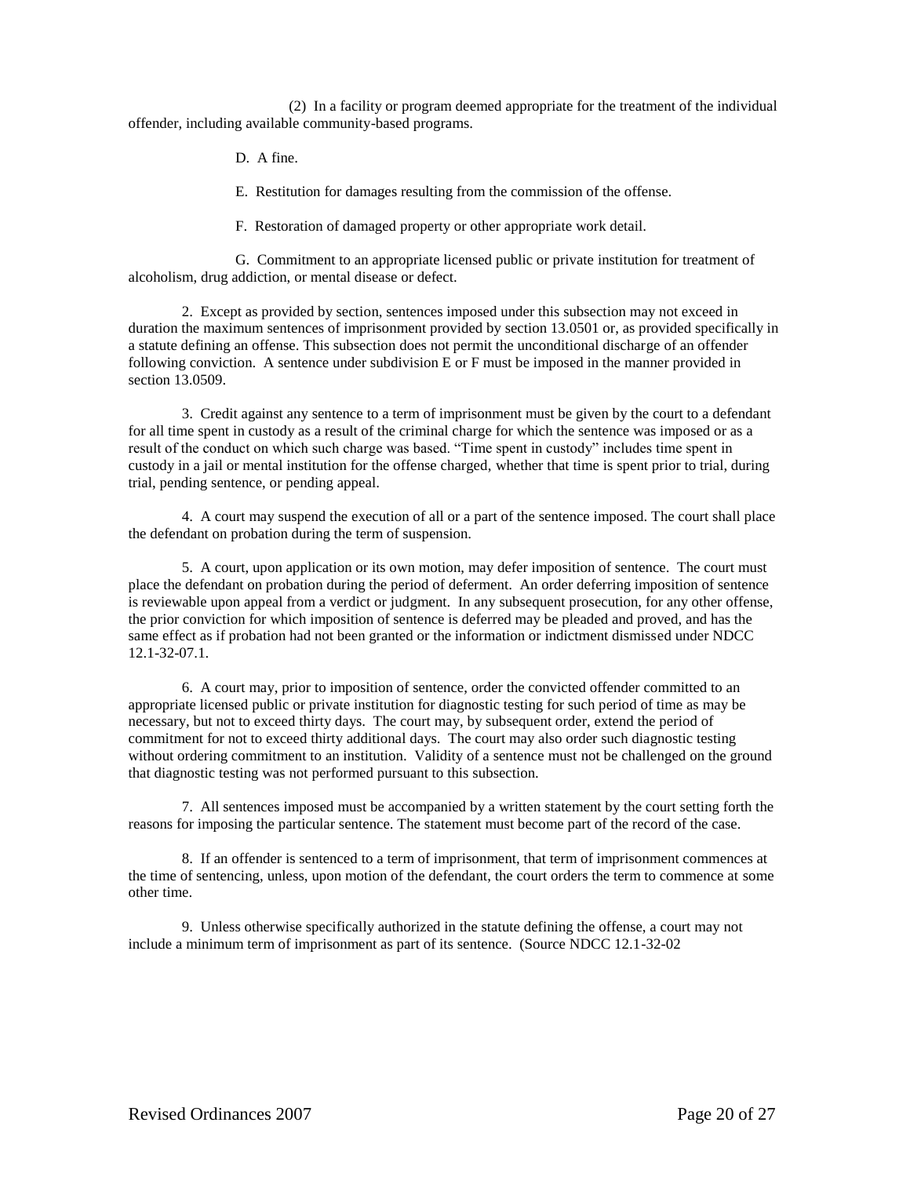(2) In a facility or program deemed appropriate for the treatment of the individual offender, including available community-based programs.

D. A fine.

E. Restitution for damages resulting from the commission of the offense.

F. Restoration of damaged property or other appropriate work detail.

G. Commitment to an appropriate licensed public or private institution for treatment of alcoholism, drug addiction, or mental disease or defect.

2. Except as provided by section, sentences imposed under this subsection may not exceed in duration the maximum sentences of imprisonment provided by section 13.0501 or, as provided specifically in a statute defining an offense. This subsection does not permit the unconditional discharge of an offender following conviction. A sentence under subdivision E or F must be imposed in the manner provided in section 13.0509.

3. Credit against any sentence to a term of imprisonment must be given by the court to a defendant for all time spent in custody as a result of the criminal charge for which the sentence was imposed or as a result of the conduct on which such charge was based. "Time spent in custody" includes time spent in custody in a jail or mental institution for the offense charged, whether that time is spent prior to trial, during trial, pending sentence, or pending appeal.

4. A court may suspend the execution of all or a part of the sentence imposed. The court shall place the defendant on probation during the term of suspension.

5. A court, upon application or its own motion, may defer imposition of sentence. The court must place the defendant on probation during the period of deferment. An order deferring imposition of sentence is reviewable upon appeal from a verdict or judgment. In any subsequent prosecution, for any other offense, the prior conviction for which imposition of sentence is deferred may be pleaded and proved, and has the same effect as if probation had not been granted or the information or indictment dismissed under NDCC 12.1-32-07.1.

6. A court may, prior to imposition of sentence, order the convicted offender committed to an appropriate licensed public or private institution for diagnostic testing for such period of time as may be necessary, but not to exceed thirty days. The court may, by subsequent order, extend the period of commitment for not to exceed thirty additional days. The court may also order such diagnostic testing without ordering commitment to an institution. Validity of a sentence must not be challenged on the ground that diagnostic testing was not performed pursuant to this subsection.

7. All sentences imposed must be accompanied by a written statement by the court setting forth the reasons for imposing the particular sentence. The statement must become part of the record of the case.

8. If an offender is sentenced to a term of imprisonment, that term of imprisonment commences at the time of sentencing, unless, upon motion of the defendant, the court orders the term to commence at some other time.

9. Unless otherwise specifically authorized in the statute defining the offense, a court may not include a minimum term of imprisonment as part of its sentence. (Source NDCC 12.1-32-02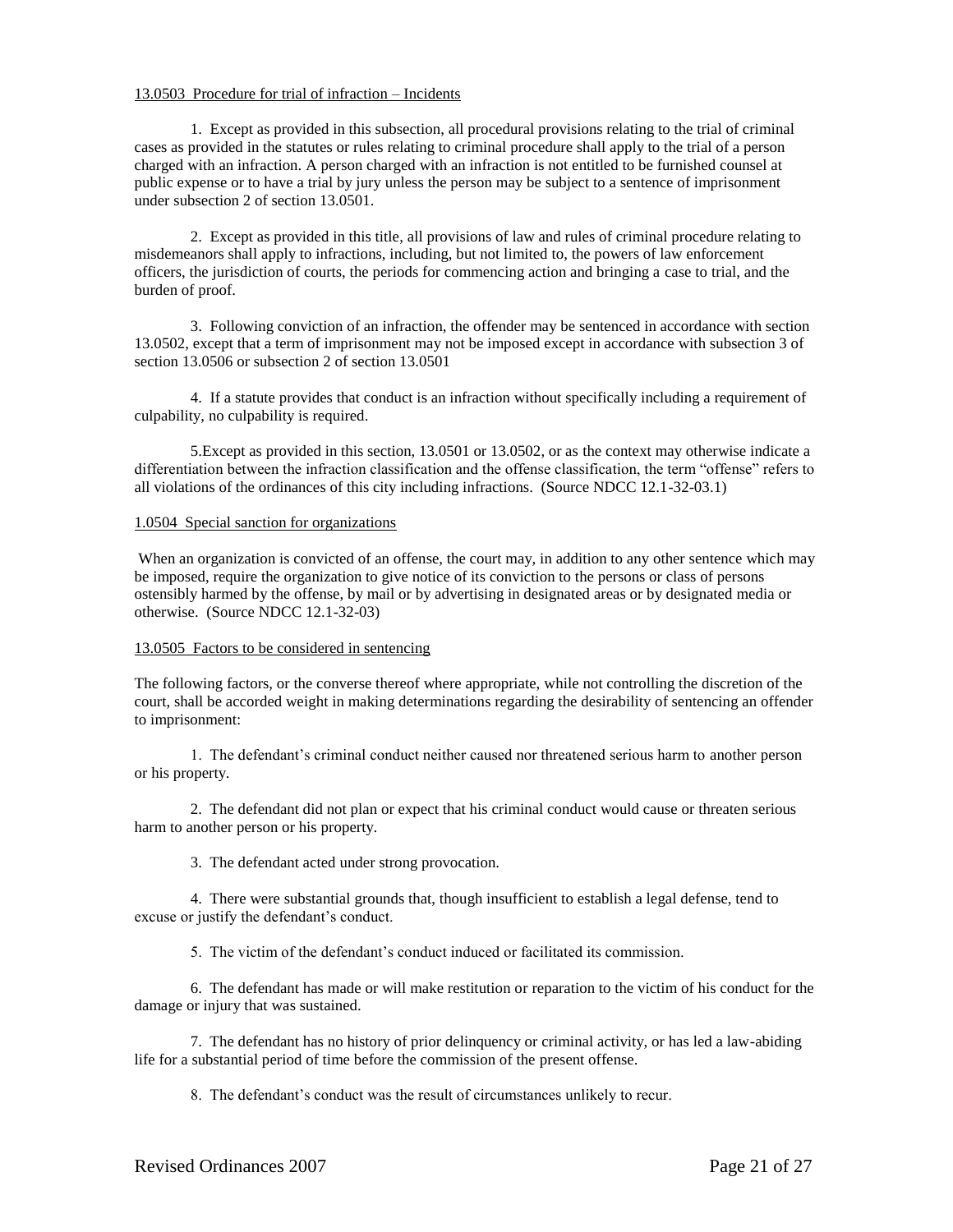13.0503 Procedure for trial of infraction – Incidents

1. Except as provided in this subsection, all procedural provisions relating to the trial of criminal cases as provided in the statutes or rules relating to criminal procedure shall apply to the trial of a person charged with an infraction. A person charged with an infraction is not entitled to be furnished counsel at public expense or to have a trial by jury unless the person may be subject to a sentence of imprisonment under subsection 2 of section 13.0501.

2. Except as provided in this title, all provisions of law and rules of criminal procedure relating to misdemeanors shall apply to infractions, including, but not limited to, the powers of law enforcement officers, the jurisdiction of courts, the periods for commencing action and bringing a case to trial, and the burden of proof.

3. Following conviction of an infraction, the offender may be sentenced in accordance with section 13.0502, except that a term of imprisonment may not be imposed except in accordance with subsection 3 of section 13.0506 or subsection 2 of section 13.0501

4. If a statute provides that conduct is an infraction without specifically including a requirement of culpability, no culpability is required.

5.Except as provided in this section, 13.0501 or 13.0502, or as the context may otherwise indicate a differentiation between the infraction classification and the offense classification, the term "offense" refers to all violations of the ordinances of this city including infractions. (Source NDCC 12.1-32-03.1)

1.0504 Special sanction for organizations

When an organization is convicted of an offense, the court may, in addition to any other sentence which may be imposed, require the organization to give notice of its conviction to the persons or class of persons ostensibly harmed by the offense, by mail or by advertising in designated areas or by designated media or otherwise. (Source NDCC 12.1-32-03)

13.0505 Factors to be considered in sentencing

The following factors, or the converse thereof where appropriate, while not controlling the discretion of the court, shall be accorded weight in making determinations regarding the desirability of sentencing an offender to imprisonment:

1. The defendant's criminal conduct neither caused nor threatened serious harm to another person or his property.

2. The defendant did not plan or expect that his criminal conduct would cause or threaten serious harm to another person or his property.

3. The defendant acted under strong provocation.

4. There were substantial grounds that, though insufficient to establish a legal defense, tend to excuse or justify the defendant's conduct.

5. The victim of the defendant's conduct induced or facilitated its commission.

6. The defendant has made or will make restitution or reparation to the victim of his conduct for the damage or injury that was sustained.

7. The defendant has no history of prior delinquency or criminal activity, or has led a law-abiding life for a substantial period of time before the commission of the present offense.

8. The defendant's conduct was the result of circumstances unlikely to recur.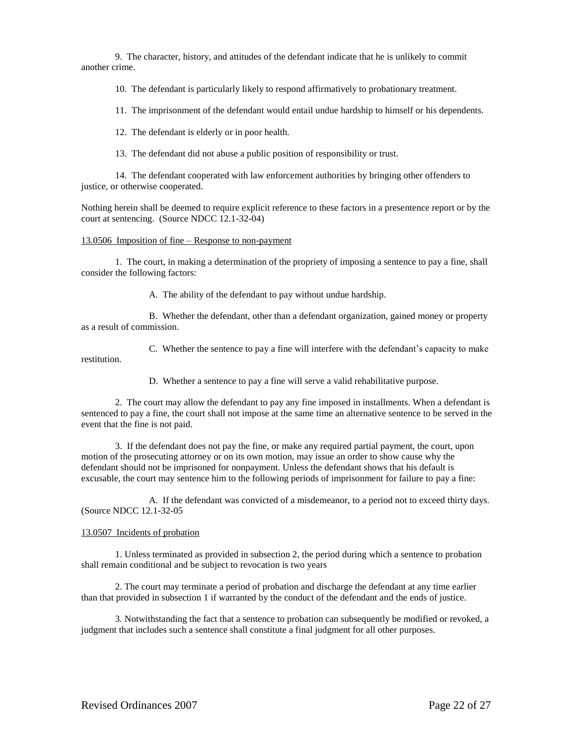9. The character, history, and attitudes of the defendant indicate that he is unlikely to commit another crime.

10. The defendant is particularly likely to respond affirmatively to probationary treatment.

11. The imprisonment of the defendant would entail undue hardship to himself or his dependents.

12. The defendant is elderly or in poor health.

13. The defendant did not abuse a public position of responsibility or trust.

14. The defendant cooperated with law enforcement authorities by bringing other offenders to justice, or otherwise cooperated.

Nothing herein shall be deemed to require explicit reference to these factors in a presentence report or by the court at sentencing. (Source NDCC 12.1-32-04)

13.0506 Imposition of fine – Response to non-payment

1. The court, in making a determination of the propriety of imposing a sentence to pay a fine, shall consider the following factors:

A. The ability of the defendant to pay without undue hardship.

B. Whether the defendant, other than a defendant organization, gained money or property as a result of commission.

C. Whether the sentence to pay a fine will interfere with the defendant's capacity to make restitution.

D. Whether a sentence to pay a fine will serve a valid rehabilitative purpose.

2. The court may allow the defendant to pay any fine imposed in installments. When a defendant is sentenced to pay a fine, the court shall not impose at the same time an alternative sentence to be served in the event that the fine is not paid.

3. If the defendant does not pay the fine, or make any required partial payment, the court, upon motion of the prosecuting attorney or on its own motion, may issue an order to show cause why the defendant should not be imprisoned for nonpayment. Unless the defendant shows that his default is excusable, the court may sentence him to the following periods of imprisonment for failure to pay a fine:

A. If the defendant was convicted of a misdemeanor, to a period not to exceed thirty days. (Source NDCC 12.1-32-05

13.0507 Incidents of probation

1. Unless terminated as provided in subsection 2, the period during which a sentence to probation shall remain conditional and be subject to revocation is two years

2. The court may terminate a period of probation and discharge the defendant at any time earlier than that provided in subsection 1 if warranted by the conduct of the defendant and the ends of justice.

3. Notwithstanding the fact that a sentence to probation can subsequently be modified or revoked, a judgment that includes such a sentence shall constitute a final judgment for all other purposes.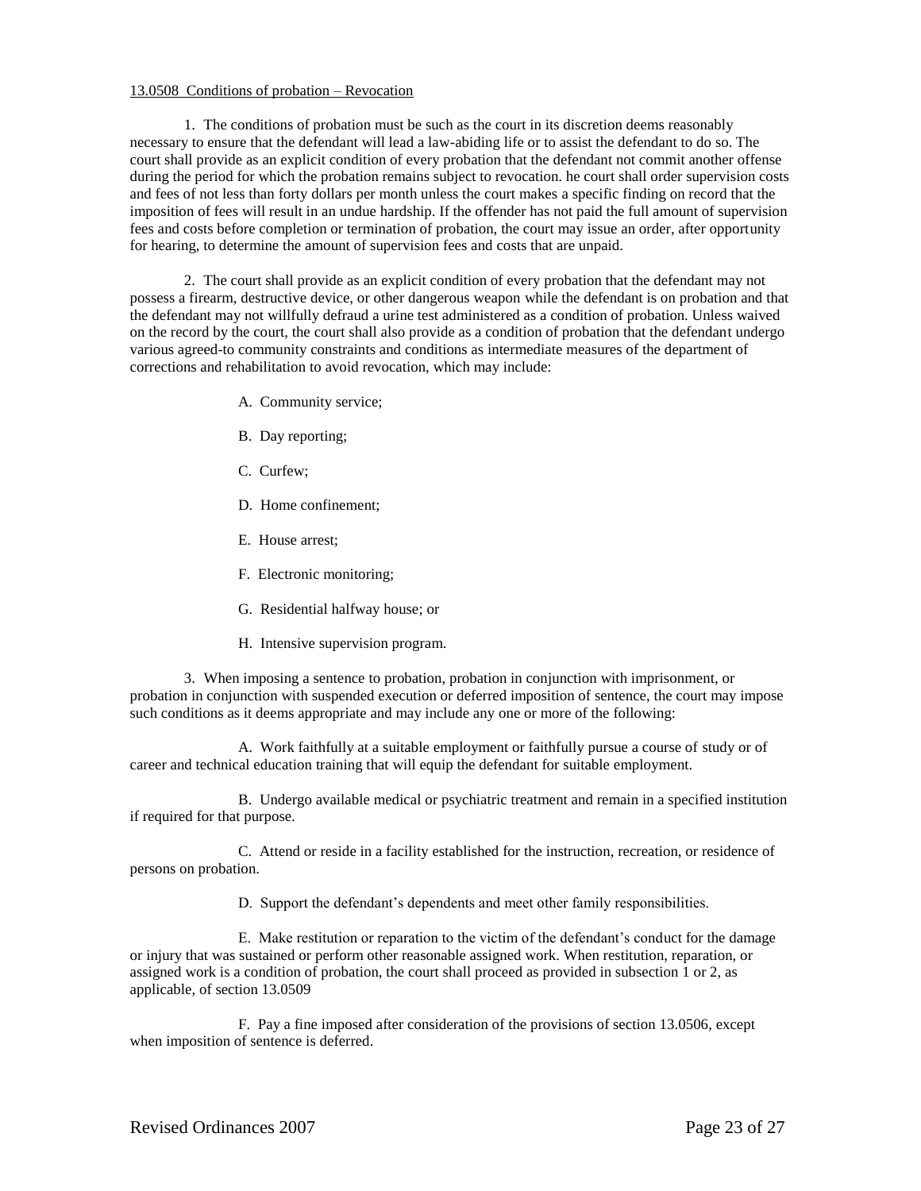13.0508 Conditions of probation – Revocation

1. The conditions of probation must be such as the court in its discretion deems reasonably necessary to ensure that the defendant will lead a law-abiding life or to assist the defendant to do so. The court shall provide as an explicit condition of every probation that the defendant not commit another offense during the period for which the probation remains subject to revocation. he court shall order supervision costs and fees of not less than forty dollars per month unless the court makes a specific finding on record that the imposition of fees will result in an undue hardship. If the offender has not paid the full amount of supervision fees and costs before completion or termination of probation, the court may issue an order, after opportunity for hearing, to determine the amount of supervision fees and costs that are unpaid.

2. The court shall provide as an explicit condition of every probation that the defendant may not possess a firearm, destructive device, or other dangerous weapon while the defendant is on probation and that the defendant may not willfully defraud a urine test administered as a condition of probation. Unless waived on the record by the court, the court shall also provide as a condition of probation that the defendant undergo various agreed-to community constraints and conditions as intermediate measures of the department of corrections and rehabilitation to avoid revocation, which may include:

A. Community service;

B. Day reporting;

C. Curfew;

D. Home confinement;

E. House arrest;

F. Electronic monitoring;

G. Residential halfway house; or

H. Intensive supervision program.

3. When imposing a sentence to probation, probation in conjunction with imprisonment, or probation in conjunction with suspended execution or deferred imposition of sentence, the court may impose such conditions as it deems appropriate and may include any one or more of the following:

A. Work faithfully at a suitable employment or faithfully pursue a course of study or of career and technical education training that will equip the defendant for suitable employment.

B. Undergo available medical or psychiatric treatment and remain in a specified institution if required for that purpose.

C. Attend or reside in a facility established for the instruction, recreation, or residence of persons on probation.

D. Support the defendant's dependents and meet other family responsibilities.

E. Make restitution or reparation to the victim of the defendant's conduct for the damage or injury that was sustained or perform other reasonable assigned work. When restitution, reparation, or assigned work is a condition of probation, the court shall proceed as provided in subsection 1 or 2, as applicable, of section 13.0509

F. Pay a fine imposed after consideration of the provisions of section 13.0506, except when imposition of sentence is deferred.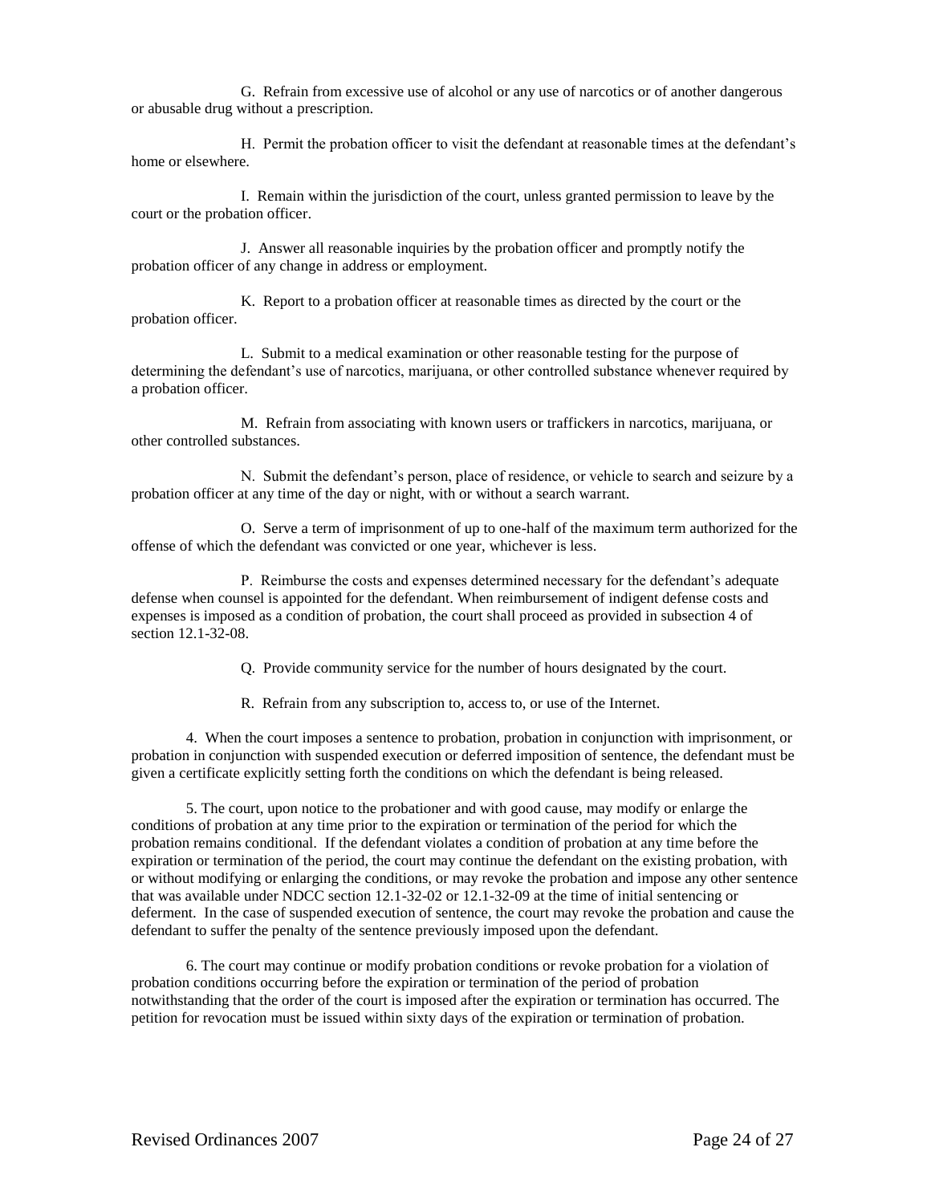G. Refrain from excessive use of alcohol or any use of narcotics or of another dangerous or abusable drug without a prescription.

H. Permit the probation officer to visit the defendant at reasonable times at the defendant's home or elsewhere.

I. Remain within the jurisdiction of the court, unless granted permission to leave by the court or the probation officer.

J. Answer all reasonable inquiries by the probation officer and promptly notify the probation officer of any change in address or employment.

K. Report to a probation officer at reasonable times as directed by the court or the probation officer.

L. Submit to a medical examination or other reasonable testing for the purpose of determining the defendant's use of narcotics, marijuana, or other controlled substance whenever required by a probation officer.

M. Refrain from associating with known users or traffickers in narcotics, marijuana, or other controlled substances.

N. Submit the defendant's person, place of residence, or vehicle to search and seizure by a probation officer at any time of the day or night, with or without a search warrant.

O. Serve a term of imprisonment of up to one-half of the maximum term authorized for the offense of which the defendant was convicted or one year, whichever is less.

P. Reimburse the costs and expenses determined necessary for the defendant's adequate defense when counsel is appointed for the defendant. When reimbursement of indigent defense costs and expenses is imposed as a condition of probation, the court shall proceed as provided in subsection 4 of section 12.1-32-08.

Q. Provide community service for the number of hours designated by the court.

R. Refrain from any subscription to, access to, or use of the Internet.

4. When the court imposes a sentence to probation, probation in conjunction with imprisonment, or probation in conjunction with suspended execution or deferred imposition of sentence, the defendant must be given a certificate explicitly setting forth the conditions on which the defendant is being released.

5. The court, upon notice to the probationer and with good cause, may modify or enlarge the conditions of probation at any time prior to the expiration or termination of the period for which the probation remains conditional. If the defendant violates a condition of probation at any time before the expiration or termination of the period, the court may continue the defendant on the existing probation, with or without modifying or enlarging the conditions, or may revoke the probation and impose any other sentence that was available under NDCC section 12.1-32-02 or 12.1-32-09 at the time of initial sentencing or deferment. In the case of suspended execution of sentence, the court may revoke the probation and cause the defendant to suffer the penalty of the sentence previously imposed upon the defendant.

6. The court may continue or modify probation conditions or revoke probation for a violation of probation conditions occurring before the expiration or termination of the period of probation notwithstanding that the order of the court is imposed after the expiration or termination has occurred. The petition for revocation must be issued within sixty days of the expiration or termination of probation.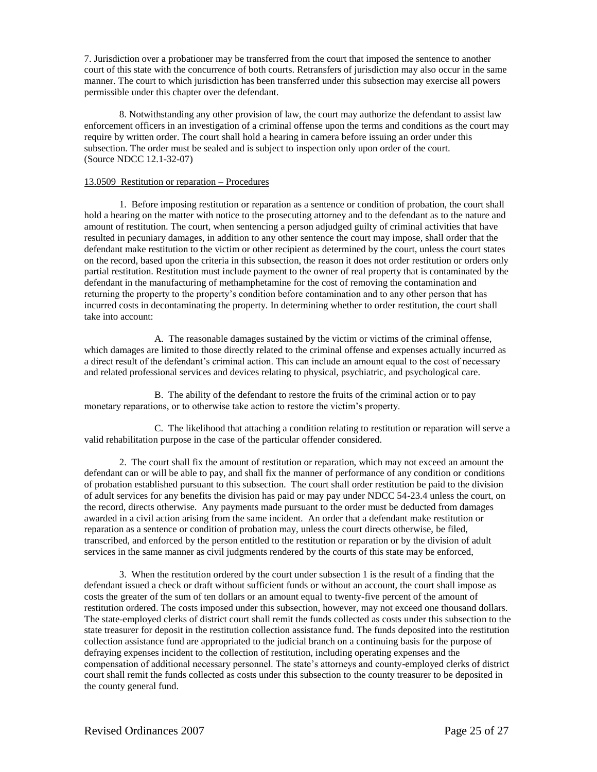7. Jurisdiction over a probationer may be transferred from the court that imposed the sentence to another court of this state with the concurrence of both courts. Retransfers of jurisdiction may also occur in the same manner. The court to which jurisdiction has been transferred under this subsection may exercise all powers permissible under this chapter over the defendant.

8. Notwithstanding any other provision of law, the court may authorize the defendant to assist law enforcement officers in an investigation of a criminal offense upon the terms and conditions as the court may require by written order. The court shall hold a hearing in camera before issuing an order under this subsection. The order must be sealed and is subject to inspection only upon order of the court.
(Source NDCC 12.1-32-07)

13.0509 Restitution or reparation – Procedures

1. Before imposing restitution or reparation as a sentence or condition of probation, the court shall hold a hearing on the matter with notice to the prosecuting attorney and to the defendant as to the nature and amount of restitution. The court, when sentencing a person adjudged guilty of criminal activities that have resulted in pecuniary damages, in addition to any other sentence the court may impose, shall order that the defendant make restitution to the victim or other recipient as determined by the court, unless the court states on the record, based upon the criteria in this subsection, the reason it does not order restitution or orders only partial restitution. Restitution must include payment to the owner of real property that is contaminated by the defendant in the manufacturing of methamphetamine for the cost of removing the contamination and returning the property to the property's condition before contamination and to any other person that has incurred costs in decontaminating the property. In determining whether to order restitution, the court shall take into account:

A. The reasonable damages sustained by the victim or victims of the criminal offense, which damages are limited to those directly related to the criminal offense and expenses actually incurred as a direct result of the defendant's criminal action. This can include an amount equal to the cost of necessary and related professional services and devices relating to physical, psychiatric, and psychological care.

B. The ability of the defendant to restore the fruits of the criminal action or to pay monetary reparations, or to otherwise take action to restore the victim's property.

C. The likelihood that attaching a condition relating to restitution or reparation will serve a valid rehabilitation purpose in the case of the particular offender considered.

2. The court shall fix the amount of restitution or reparation, which may not exceed an amount the defendant can or will be able to pay, and shall fix the manner of performance of any condition or conditions of probation established pursuant to this subsection. The court shall order restitution be paid to the division of adult services for any benefits the division has paid or may pay under NDCC 54-23.4 unless the court, on the record, directs otherwise. Any payments made pursuant to the order must be deducted from damages awarded in a civil action arising from the same incident. An order that a defendant make restitution or reparation as a sentence or condition of probation may, unless the court directs otherwise, be filed, transcribed, and enforced by the person entitled to the restitution or reparation or by the division of adult services in the same manner as civil judgments rendered by the courts of this state may be enforced,

3. When the restitution ordered by the court under subsection 1 is the result of a finding that the defendant issued a check or draft without sufficient funds or without an account, the court shall impose as costs the greater of the sum of ten dollars or an amount equal to twenty-five percent of the amount of restitution ordered. The costs imposed under this subsection, however, may not exceed one thousand dollars. The state-employed clerks of district court shall remit the funds collected as costs under this subsection to the state treasurer for deposit in the restitution collection assistance fund. The funds deposited into the restitution collection assistance fund are appropriated to the judicial branch on a continuing basis for the purpose of defraying expenses incident to the collection of restitution, including operating expenses and the compensation of additional necessary personnel. The state's attorneys and county-employed clerks of district court shall remit the funds collected as costs under this subsection to the county treasurer to be deposited in the county general fund.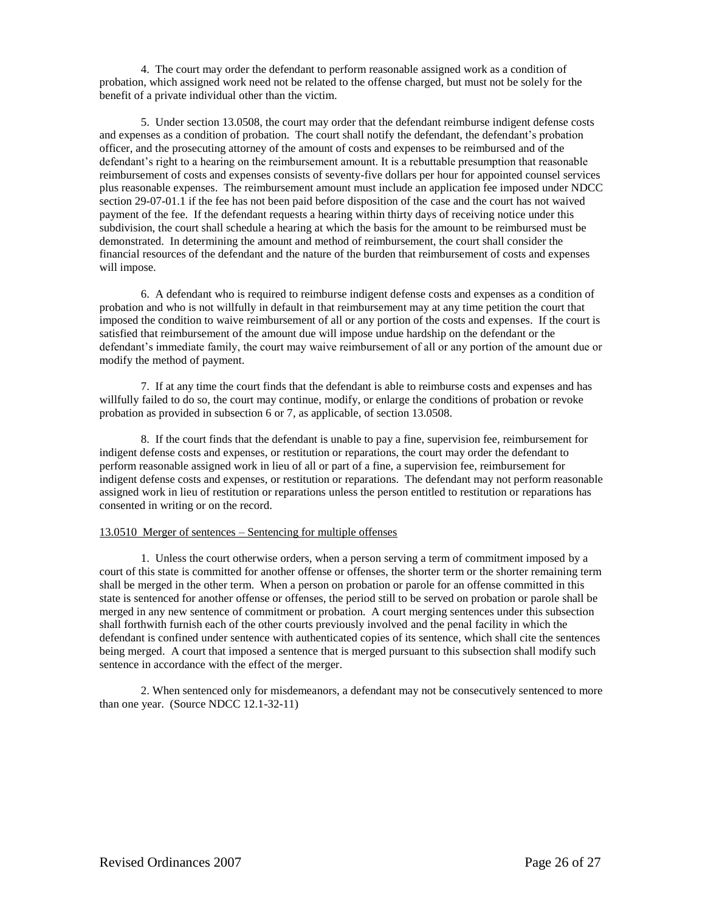4. The court may order the defendant to perform reasonable assigned work as a condition of probation, which assigned work need not be related to the offense charged, but must not be solely for the benefit of a private individual other than the victim.

5. Under section 13.0508, the court may order that the defendant reimburse indigent defense costs and expenses as a condition of probation. The court shall notify the defendant, the defendant's probation officer, and the prosecuting attorney of the amount of costs and expenses to be reimbursed and of the defendant's right to a hearing on the reimbursement amount. It is a rebuttable presumption that reasonable reimbursement of costs and expenses consists of seventy-five dollars per hour for appointed counsel services plus reasonable expenses. The reimbursement amount must include an application fee imposed under NDCC section 29-07-01.1 if the fee has not been paid before disposition of the case and the court has not waived payment of the fee. If the defendant requests a hearing within thirty days of receiving notice under this subdivision, the court shall schedule a hearing at which the basis for the amount to be reimbursed must be demonstrated. In determining the amount and method of reimbursement, the court shall consider the financial resources of the defendant and the nature of the burden that reimbursement of costs and expenses will impose.

6. A defendant who is required to reimburse indigent defense costs and expenses as a condition of probation and who is not willfully in default in that reimbursement may at any time petition the court that imposed the condition to waive reimbursement of all or any portion of the costs and expenses. If the court is satisfied that reimbursement of the amount due will impose undue hardship on the defendant or the defendant's immediate family, the court may waive reimbursement of all or any portion of the amount due or modify the method of payment.

7. If at any time the court finds that the defendant is able to reimburse costs and expenses and has willfully failed to do so, the court may continue, modify, or enlarge the conditions of probation or revoke probation as provided in subsection 6 or 7, as applicable, of section 13.0508.

8. If the court finds that the defendant is unable to pay a fine, supervision fee, reimbursement for indigent defense costs and expenses, or restitution or reparations, the court may order the defendant to perform reasonable assigned work in lieu of all or part of a fine, a supervision fee, reimbursement for indigent defense costs and expenses, or restitution or reparations. The defendant may not perform reasonable assigned work in lieu of restitution or reparations unless the person entitled to restitution or reparations has consented in writing or on the record.

13.0510 Merger of sentences – Sentencing for multiple offenses

1. Unless the court otherwise orders, when a person serving a term of commitment imposed by a court of this state is committed for another offense or offenses, the shorter term or the shorter remaining term shall be merged in the other term. When a person on probation or parole for an offense committed in this state is sentenced for another offense or offenses, the period still to be served on probation or parole shall be merged in any new sentence of commitment or probation. A court merging sentences under this subsection shall forthwith furnish each of the other courts previously involved and the penal facility in which the defendant is confined under sentence with authenticated copies of its sentence, which shall cite the sentences being merged. A court that imposed a sentence that is merged pursuant to this subsection shall modify such sentence in accordance with the effect of the merger.

2. When sentenced only for misdemeanors, a defendant may not be consecutively sentenced to more than one year. (Source NDCC 12.1-32-11)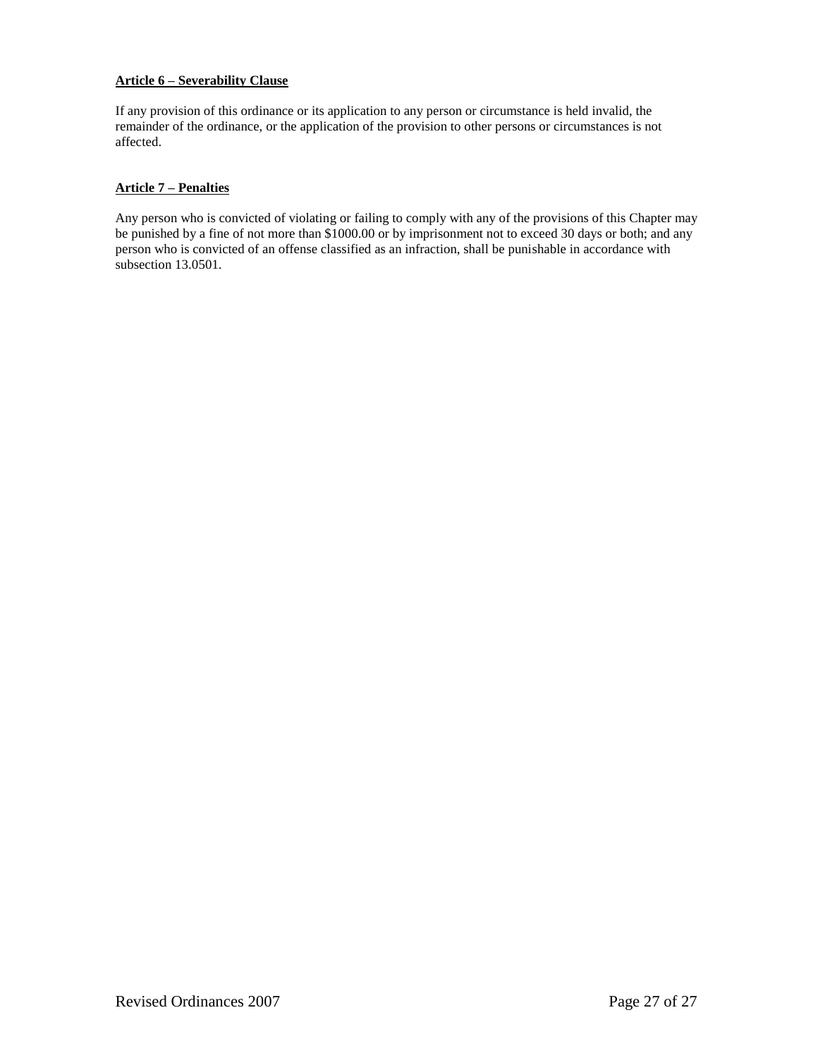**Article 6 – Severability Clause**

If any provision of this ordinance or its application to any person or circumstance is held invalid, the remainder of the ordinance, or the application of the provision to other persons or circumstances is not affected.

**Article 7 – Penalties**

Any person who is convicted of violating or failing to comply with any of the provisions of this Chapter may be punished by a fine of not more than $1000.00 or by imprisonment not to exceed 30 days or both; and any person who is convicted of an offense classified as an infraction, shall be punishable in accordance with subsection 13.0501.